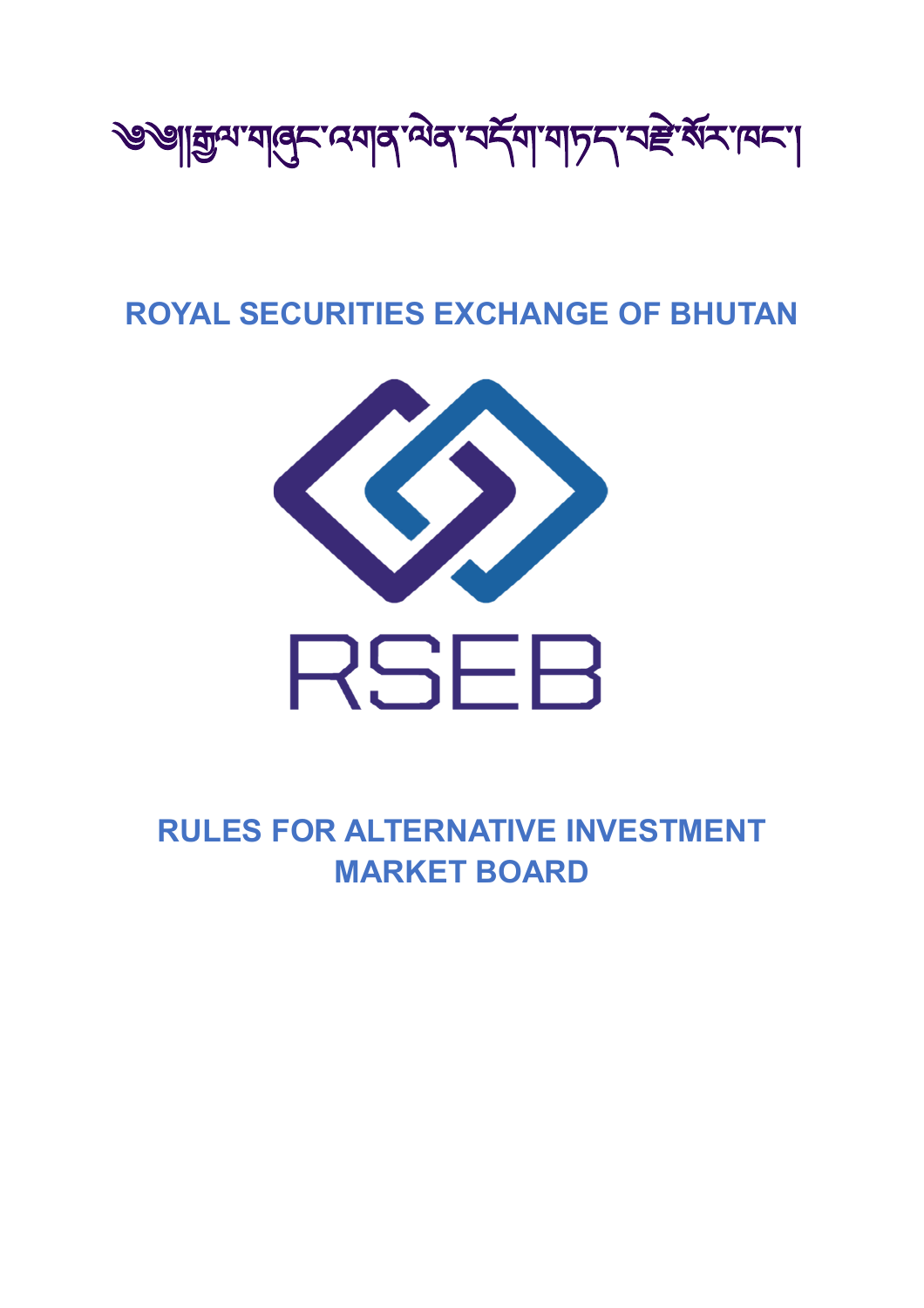༄༅།།རྒྱལ་གཞུང་འགན་ལེན་བདོག་གཏད་བརྗེ་སོར་ཁང་།

# ROYAL SECURITIES EXCHANGE OF BHUTAN

RSEB

# RULES FOR ALTERNATIVE INVESTMENT MARKET BOARD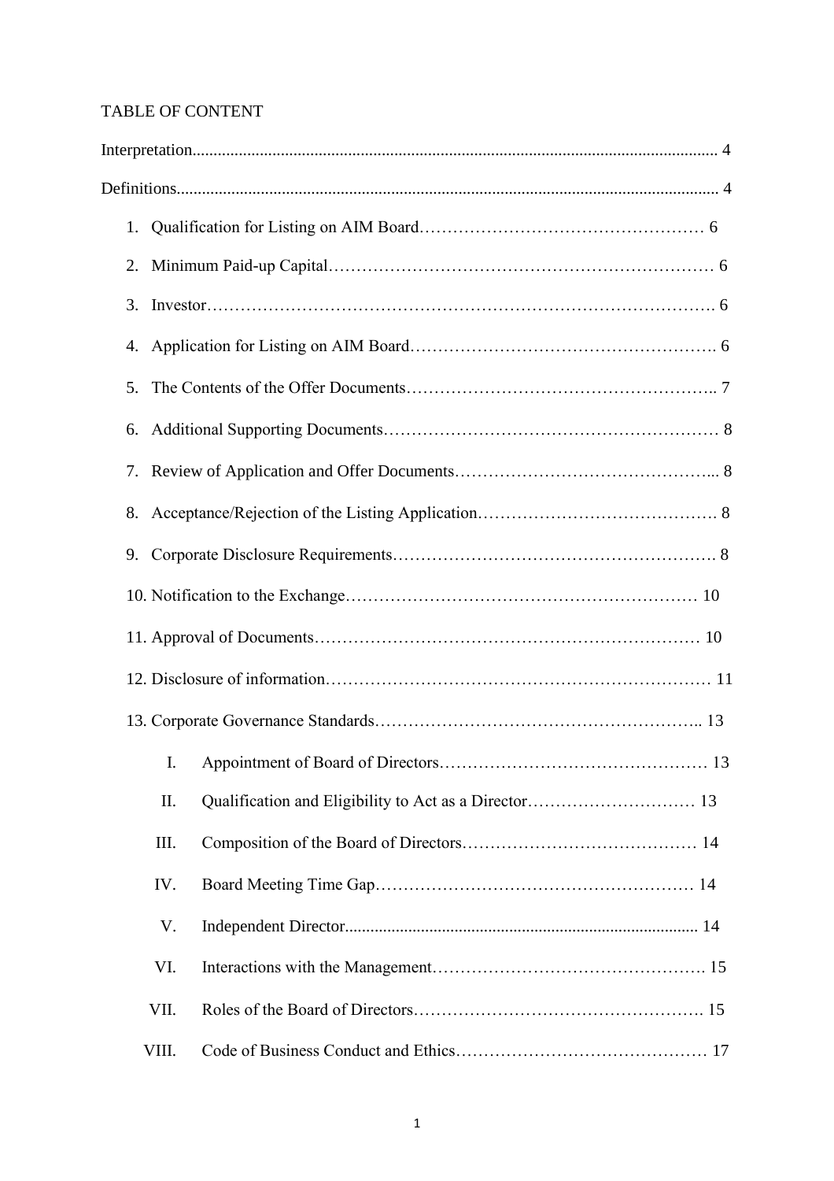TABLE OF CONTENT

Interpretation........................................................................................................................ 4

Definitions............................................................................................................................ 4

1. Qualification for Listing on AIM Board…………………………………………… 6
2. Minimum Paid-up Capital………………………………………………………… 6
3. Investor……………………………………………………………………………. 6
4. Application for Listing on AIM Board………………………………………………. 6
5. The Contents of the Offer Documents……………………………………………….. 7
6. Additional Supporting Documents…………………………………………………… 8
7. Review of Application and Offer Documents………………………………………... 8
8. Acceptance/Rejection of the Listing Application……………………………………. 8
9. Corporate Disclosure Requirements…………………………………………………. 8
10. Notification to the Exchange……………………………………………………… 10
11. Approval of Documents…………………………………………………………… 10
12. Disclosure of information…………………………………………………………… 11
13. Corporate Governance Standards………………………………………………….. 13
    - I. Appointment of Board of Directors………………………………………… 13
    - II. Qualification and Eligibility to Act as a Director………………………… 13
    - III. Composition of the Board of Directors…………………………………… 14
    - IV. Board Meeting Time Gap………………………………………………… 14
    - V. Independent Director.................................................................................... 14
    - VI. Interactions with the Management………………………………………. 15
    - VII. Roles of the Board of Directors……………………………………………. 15
    - VIII. Code of Business Conduct and Ethics……………………………………… 17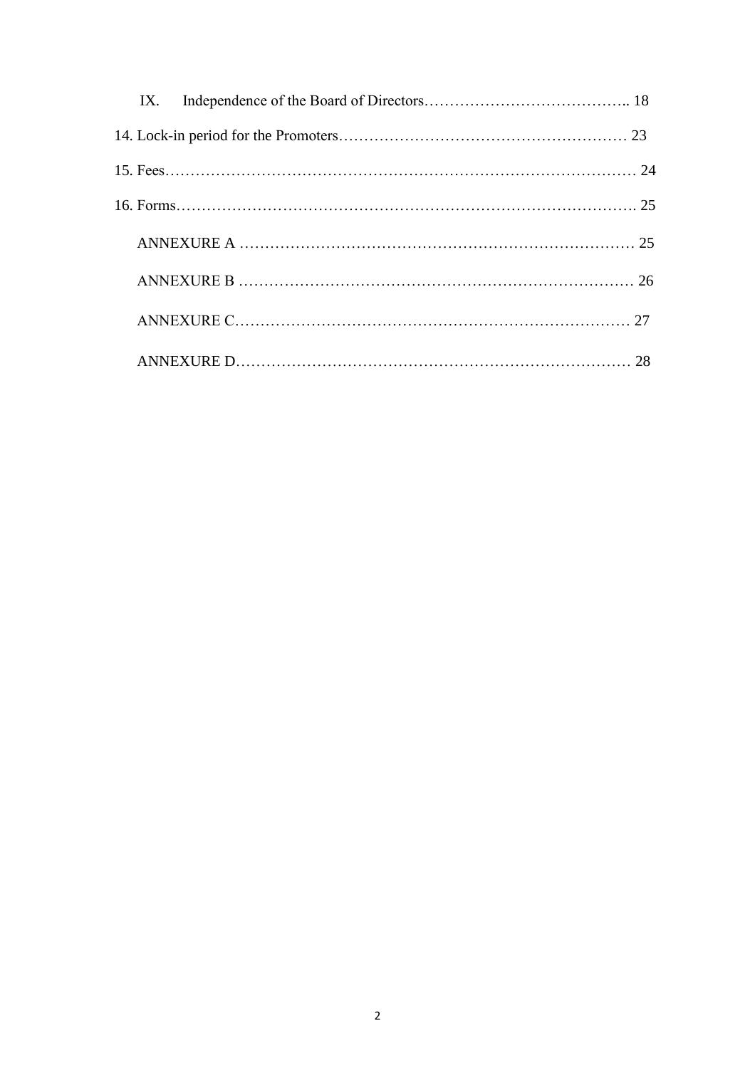IX. Independence of the Board of Directors………………………………….. 18

14. Lock-in period for the Promoters………………………………………………… 23

15. Fees……………………………………………………………………………… 24

16. Forms……………………………………………………………………………. 25

ANNEXURE A …………………………………………………………………… 25

ANNEXURE B …………………………………………………………………… 26

ANNEXURE C…………………………………………………………………… 27

ANNEXURE D…………………………………………………………………… 28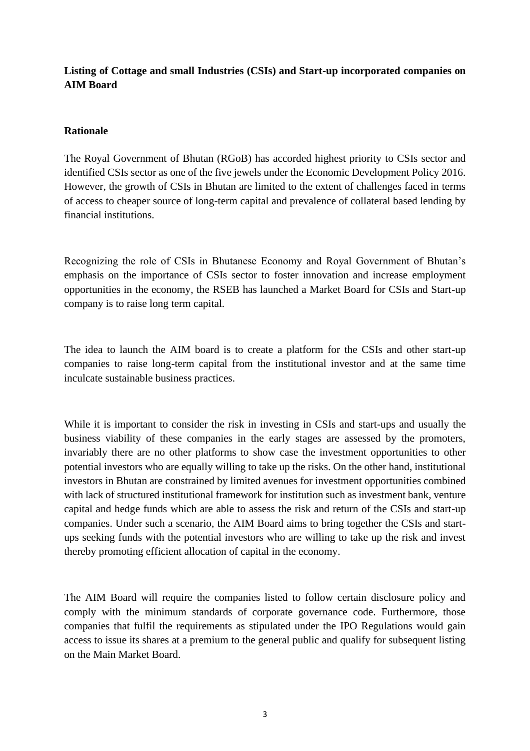**Listing of Cottage and small Industries (CSIs) and Start-up incorporated companies on AIM Board**

**Rationale**

The Royal Government of Bhutan (RGoB) has accorded highest priority to CSIs sector and identified CSIs sector as one of the five jewels under the Economic Development Policy 2016. However, the growth of CSIs in Bhutan are limited to the extent of challenges faced in terms of access to cheaper source of long-term capital and prevalence of collateral based lending by financial institutions.

Recognizing the role of CSIs in Bhutanese Economy and Royal Government of Bhutan's emphasis on the importance of CSIs sector to foster innovation and increase employment opportunities in the economy, the RSEB has launched a Market Board for CSIs and Start-up company is to raise long term capital.

The idea to launch the AIM board is to create a platform for the CSIs and other start-up companies to raise long-term capital from the institutional investor and at the same time inculcate sustainable business practices.

While it is important to consider the risk in investing in CSIs and start-ups and usually the business viability of these companies in the early stages are assessed by the promoters, invariably there are no other platforms to show case the investment opportunities to other potential investors who are equally willing to take up the risks. On the other hand, institutional investors in Bhutan are constrained by limited avenues for investment opportunities combined with lack of structured institutional framework for institution such as investment bank, venture capital and hedge funds which are able to assess the risk and return of the CSIs and start-up companies. Under such a scenario, the AIM Board aims to bring together the CSIs and start-ups seeking funds with the potential investors who are willing to take up the risk and invest thereby promoting efficient allocation of capital in the economy.

The AIM Board will require the companies listed to follow certain disclosure policy and comply with the minimum standards of corporate governance code. Furthermore, those companies that fulfil the requirements as stipulated under the IPO Regulations would gain access to issue its shares at a premium to the general public and qualify for subsequent listing on the Main Market Board.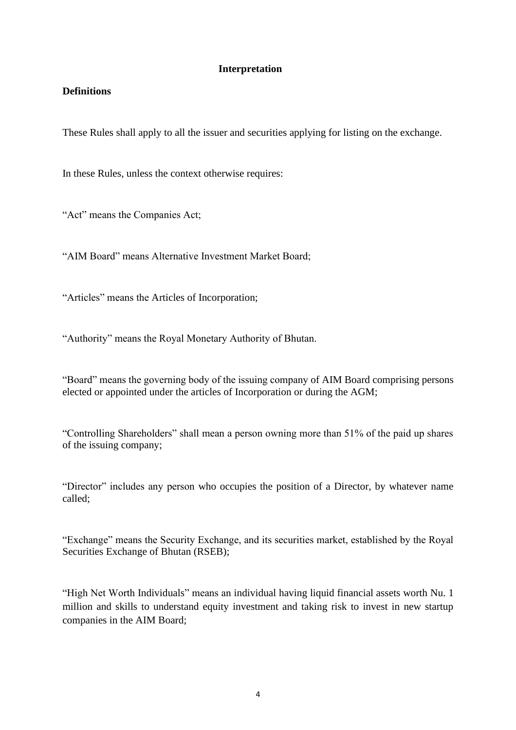## Interpretation

### Definitions

These Rules shall apply to all the issuer and securities applying for listing on the exchange.

In these Rules, unless the context otherwise requires:

"Act" means the Companies Act;

"AIM Board" means Alternative Investment Market Board;

"Articles" means the Articles of Incorporation;

"Authority" means the Royal Monetary Authority of Bhutan.

"Board" means the governing body of the issuing company of AIM Board comprising persons elected or appointed under the articles of Incorporation or during the AGM;

"Controlling Shareholders" shall mean a person owning more than 51% of the paid up shares of the issuing company;

"Director" includes any person who occupies the position of a Director, by whatever name called;

"Exchange" means the Security Exchange, and its securities market, established by the Royal Securities Exchange of Bhutan (RSEB);

"High Net Worth Individuals" means an individual having liquid financial assets worth Nu. 1 million and skills to understand equity investment and taking risk to invest in new startup companies in the AIM Board;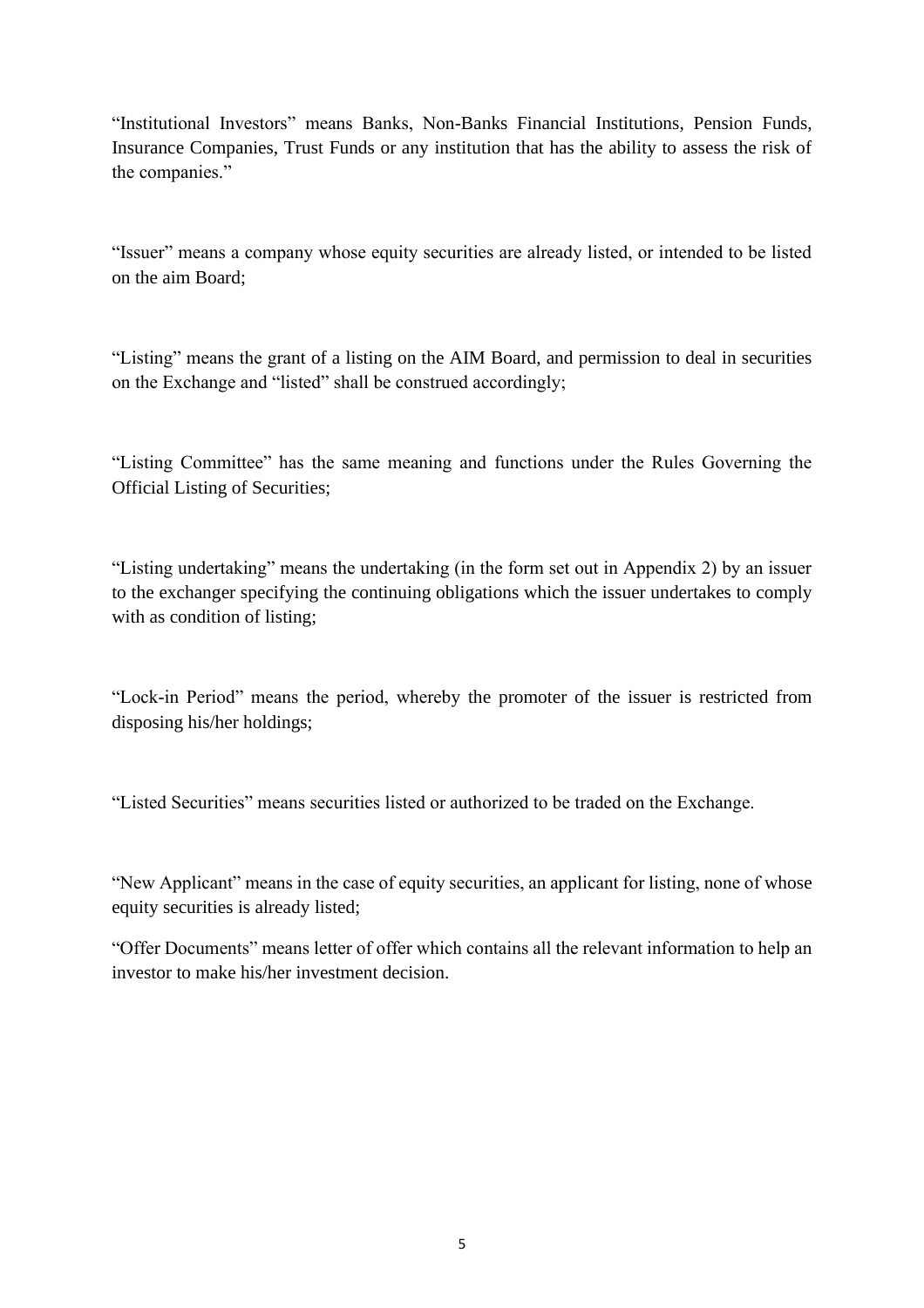"Institutional Investors" means Banks, Non-Banks Financial Institutions, Pension Funds, Insurance Companies, Trust Funds or any institution that has the ability to assess the risk of the companies."

"Issuer" means a company whose equity securities are already listed, or intended to be listed on the aim Board;

"Listing" means the grant of a listing on the AIM Board, and permission to deal in securities on the Exchange and "listed" shall be construed accordingly;

"Listing Committee" has the same meaning and functions under the Rules Governing the Official Listing of Securities;

"Listing undertaking" means the undertaking (in the form set out in Appendix 2) by an issuer to the exchanger specifying the continuing obligations which the issuer undertakes to comply with as condition of listing;

"Lock-in Period" means the period, whereby the promoter of the issuer is restricted from disposing his/her holdings;

"Listed Securities" means securities listed or authorized to be traded on the Exchange.

"New Applicant" means in the case of equity securities, an applicant for listing, none of whose equity securities is already listed;

"Offer Documents" means letter of offer which contains all the relevant information to help an investor to make his/her investment decision.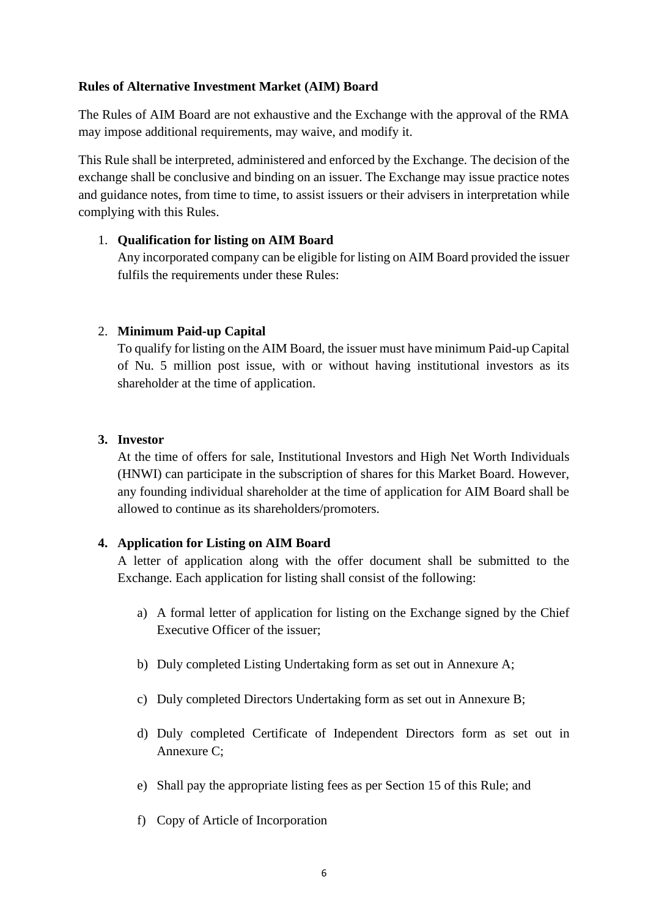### Rules of Alternative Investment Market (AIM) Board

The Rules of AIM Board are not exhaustive and the Exchange with the approval of the RMA may impose additional requirements, may waive, and modify it.

This Rule shall be interpreted, administered and enforced by the Exchange. The decision of the exchange shall be conclusive and binding on an issuer. The Exchange may issue practice notes and guidance notes, from time to time, to assist issuers or their advisers in interpretation while complying with this Rules.

1. **Qualification for listing on AIM Board**
   Any incorporated company can be eligible for listing on AIM Board provided the issuer fulfils the requirements under these Rules:

2. **Minimum Paid-up Capital**
   To qualify for listing on the AIM Board, the issuer must have minimum Paid-up Capital of Nu. 5 million post issue, with or without having institutional investors as its shareholder at the time of application.

3. **Investor**
   At the time of offers for sale, Institutional Investors and High Net Worth Individuals (HNWI) can participate in the subscription of shares for this Market Board. However, any founding individual shareholder at the time of application for AIM Board shall be allowed to continue as its shareholders/promoters.

4. **Application for Listing on AIM Board**
   A letter of application along with the offer document shall be submitted to the Exchange. Each application for listing shall consist of the following:

   a) A formal letter of application for listing on the Exchange signed by the Chief Executive Officer of the issuer;

   b) Duly completed Listing Undertaking form as set out in Annexure A;

   c) Duly completed Directors Undertaking form as set out in Annexure B;

   d) Duly completed Certificate of Independent Directors form as set out in Annexure C;

   e) Shall pay the appropriate listing fees as per Section 15 of this Rule; and

   f) Copy of Article of Incorporation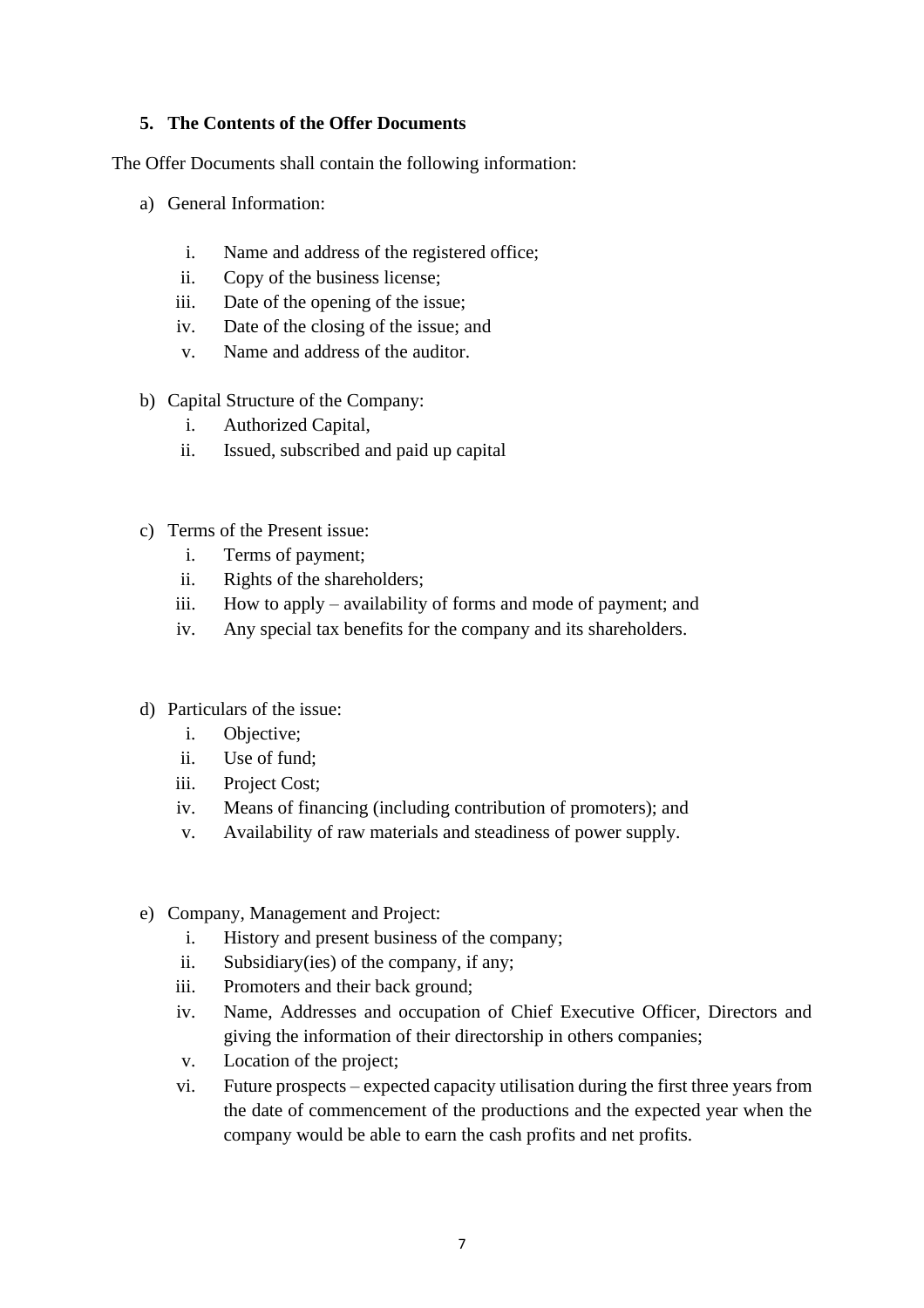### 5. The Contents of the Offer Documents

The Offer Documents shall contain the following information:

a) General Information:

   i. Name and address of the registered office;
   ii. Copy of the business license;
   iii. Date of the opening of the issue;
   iv. Date of the closing of the issue; and
   v. Name and address of the auditor.

b) Capital Structure of the Company:

   i. Authorized Capital,
   ii. Issued, subscribed and paid up capital

c) Terms of the Present issue:

   i. Terms of payment;
   ii. Rights of the shareholders;
   iii. How to apply – availability of forms and mode of payment; and
   iv. Any special tax benefits for the company and its shareholders.

d) Particulars of the issue:

   i. Objective;
   ii. Use of fund;
   iii. Project Cost;
   iv. Means of financing (including contribution of promoters); and
   v. Availability of raw materials and steadiness of power supply.

e) Company, Management and Project:

   i. History and present business of the company;
   ii. Subsidiary(ies) of the company, if any;
   iii. Promoters and their back ground;
   iv. Name, Addresses and occupation of Chief Executive Officer, Directors and giving the information of their directorship in others companies;
   v. Location of the project;
   vi. Future prospects – expected capacity utilisation during the first three years from the date of commencement of the productions and the expected year when the company would be able to earn the cash profits and net profits.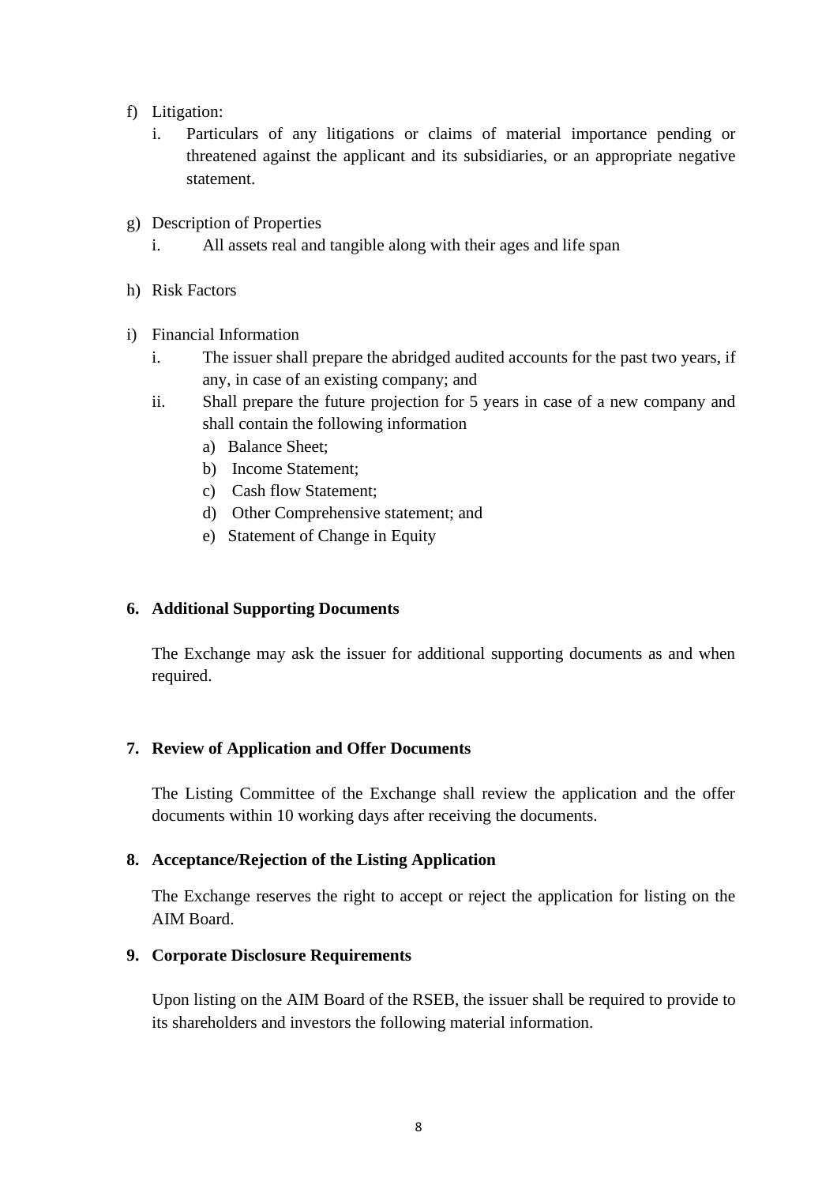f) Litigation:
   i. Particulars of any litigations or claims of material importance pending or threatened against the applicant and its subsidiaries, or an appropriate negative statement.

g) Description of Properties
   i. All assets real and tangible along with their ages and life span

h) Risk Factors

i) Financial Information
   i. The issuer shall prepare the abridged audited accounts for the past two years, if any, in case of an existing company; and
   ii. Shall prepare the future projection for 5 years in case of a new company and shall contain the following information
      a) Balance Sheet;
      b) Income Statement;
      c) Cash flow Statement;
      d) Other Comprehensive statement; and
      e) Statement of Change in Equity

**6. Additional Supporting Documents**

The Exchange may ask the issuer for additional supporting documents as and when required.

**7. Review of Application and Offer Documents**

The Listing Committee of the Exchange shall review the application and the offer documents within 10 working days after receiving the documents.

**8. Acceptance/Rejection of the Listing Application**

The Exchange reserves the right to accept or reject the application for listing on the AIM Board.

**9. Corporate Disclosure Requirements**

Upon listing on the AIM Board of the RSEB, the issuer shall be required to provide to its shareholders and investors the following material information.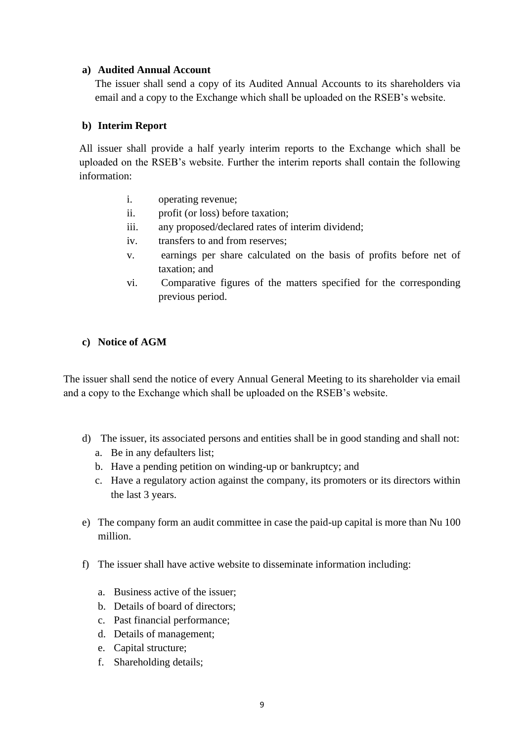**a) Audited Annual Account**

The issuer shall send a copy of its Audited Annual Accounts to its shareholders via email and a copy to the Exchange which shall be uploaded on the RSEB's website.

**b) Interim Report**

All issuer shall provide a half yearly interim reports to the Exchange which shall be uploaded on the RSEB's website. Further the interim reports shall contain the following information:

i. operating revenue;
ii. profit (or loss) before taxation;
iii. any proposed/declared rates of interim dividend;
iv. transfers to and from reserves;
v. earnings per share calculated on the basis of profits before net of taxation; and
vi. Comparative figures of the matters specified for the corresponding previous period.

**c) Notice of AGM**

The issuer shall send the notice of every Annual General Meeting to its shareholder via email and a copy to the Exchange which shall be uploaded on the RSEB's website.

d) The issuer, its associated persons and entities shall be in good standing and shall not:
   a. Be in any defaulters list;
   b. Have a pending petition on winding-up or bankruptcy; and
   c. Have a regulatory action against the company, its promoters or its directors within the last 3 years.

e) The company form an audit committee in case the paid-up capital is more than Nu 100 million.

f) The issuer shall have active website to disseminate information including:

   a. Business active of the issuer;
   b. Details of board of directors;
   c. Past financial performance;
   d. Details of management;
   e. Capital structure;
   f. Shareholding details;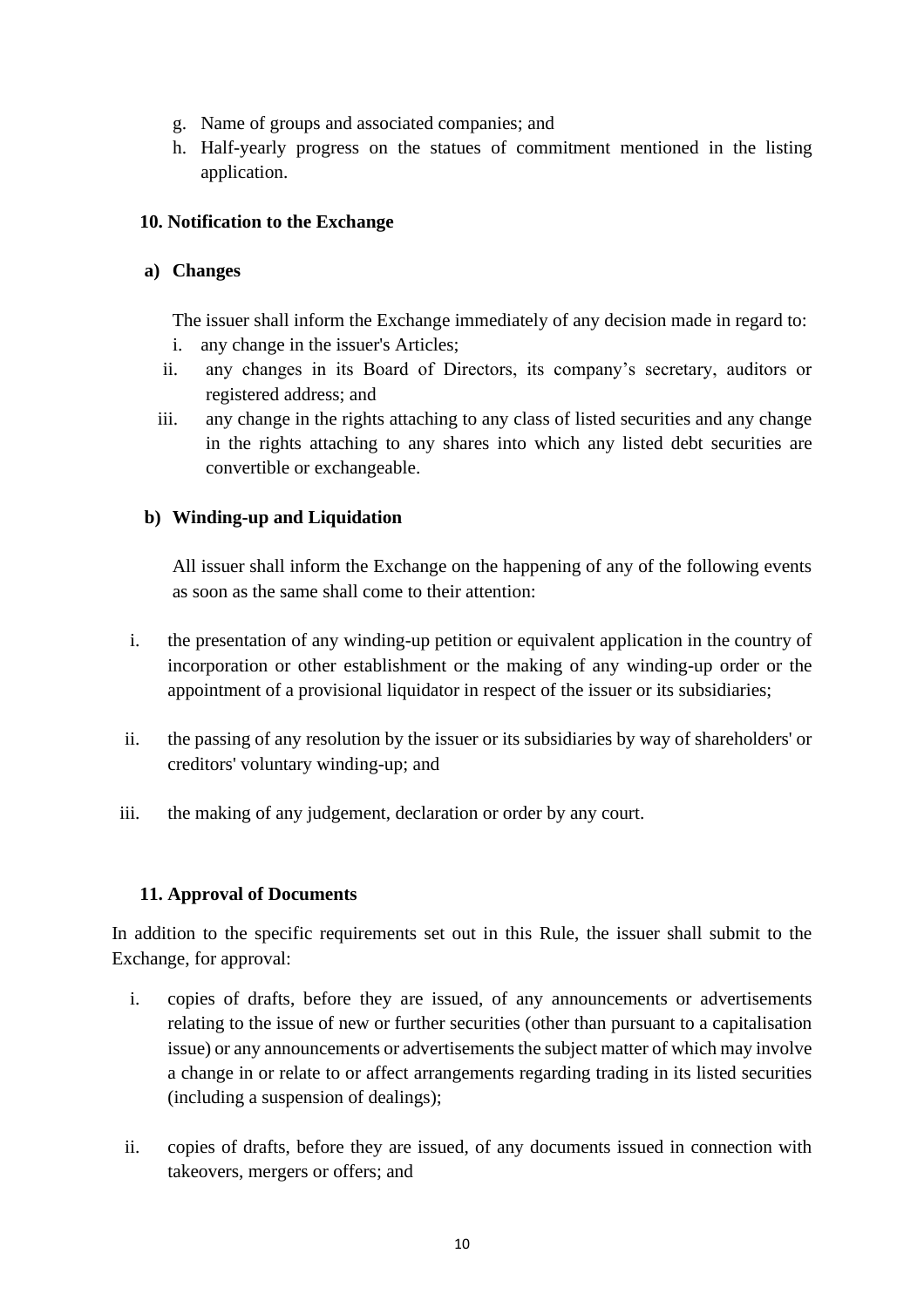g. Name of groups and associated companies; and
h. Half-yearly progress on the statues of commitment mentioned in the listing application.

### 10. Notification to the Exchange

#### a) Changes

The issuer shall inform the Exchange immediately of any decision made in regard to:

i. any change in the issuer's Articles;
ii. any changes in its Board of Directors, its company's secretary, auditors or registered address; and
iii. any change in the rights attaching to any class of listed securities and any change in the rights attaching to any shares into which any listed debt securities are convertible or exchangeable.

#### b) Winding-up and Liquidation

All issuer shall inform the Exchange on the happening of any of the following events as soon as the same shall come to their attention:

i. the presentation of any winding-up petition or equivalent application in the country of incorporation or other establishment or the making of any winding-up order or the appointment of a provisional liquidator in respect of the issuer or its subsidiaries;

ii. the passing of any resolution by the issuer or its subsidiaries by way of shareholders' or creditors' voluntary winding-up; and

iii. the making of any judgement, declaration or order by any court.

### 11. Approval of Documents

In addition to the specific requirements set out in this Rule, the issuer shall submit to the Exchange, for approval:

i. copies of drafts, before they are issued, of any announcements or advertisements relating to the issue of new or further securities (other than pursuant to a capitalisation issue) or any announcements or advertisements the subject matter of which may involve a change in or relate to or affect arrangements regarding trading in its listed securities (including a suspension of dealings);

ii. copies of drafts, before they are issued, of any documents issued in connection with takeovers, mergers or offers; and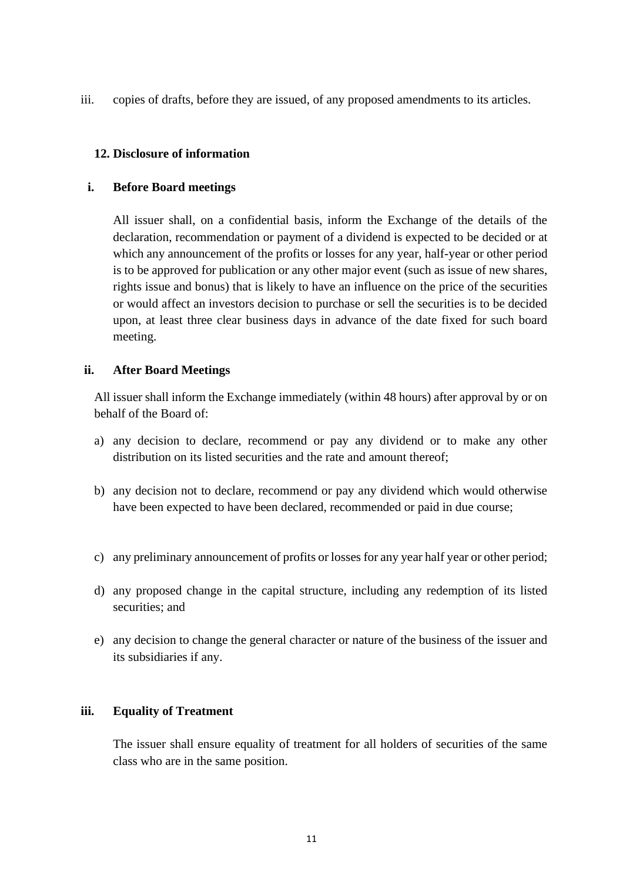iii. copies of drafts, before they are issued, of any proposed amendments to its articles.

## 12. Disclosure of information

### i. Before Board meetings

All issuer shall, on a confidential basis, inform the Exchange of the details of the declaration, recommendation or payment of a dividend is expected to be decided or at which any announcement of the profits or losses for any year, half-year or other period is to be approved for publication or any other major event (such as issue of new shares, rights issue and bonus) that is likely to have an influence on the price of the securities or would affect an investors decision to purchase or sell the securities is to be decided upon, at least three clear business days in advance of the date fixed for such board meeting.

### ii. After Board Meetings

All issuer shall inform the Exchange immediately (within 48 hours) after approval by or on behalf of the Board of:

a) any decision to declare, recommend or pay any dividend or to make any other distribution on its listed securities and the rate and amount thereof;

b) any decision not to declare, recommend or pay any dividend which would otherwise have been expected to have been declared, recommended or paid in due course;

c) any preliminary announcement of profits or losses for any year half year or other period;

d) any proposed change in the capital structure, including any redemption of its listed securities; and

e) any decision to change the general character or nature of the business of the issuer and its subsidiaries if any.

### iii. Equality of Treatment

The issuer shall ensure equality of treatment for all holders of securities of the same class who are in the same position.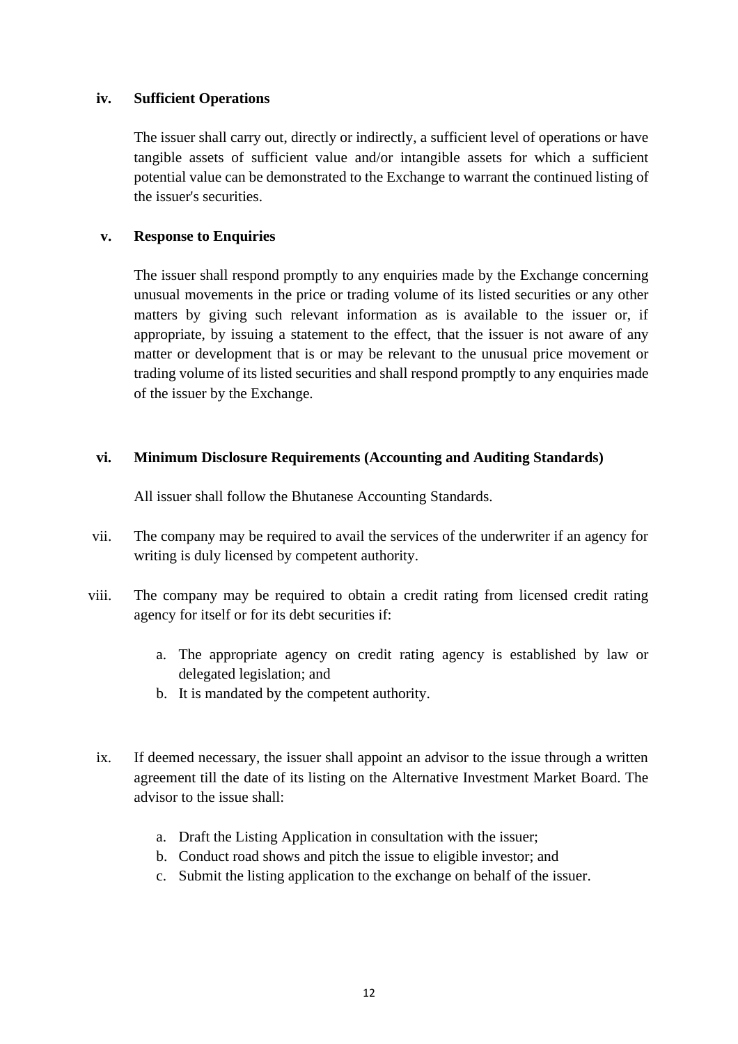**iv. Sufficient Operations**

The issuer shall carry out, directly or indirectly, a sufficient level of operations or have tangible assets of sufficient value and/or intangible assets for which a sufficient potential value can be demonstrated to the Exchange to warrant the continued listing of the issuer's securities.

**v. Response to Enquiries**

The issuer shall respond promptly to any enquiries made by the Exchange concerning unusual movements in the price or trading volume of its listed securities or any other matters by giving such relevant information as is available to the issuer or, if appropriate, by issuing a statement to the effect, that the issuer is not aware of any matter or development that is or may be relevant to the unusual price movement or trading volume of its listed securities and shall respond promptly to any enquiries made of the issuer by the Exchange.

**vi. Minimum Disclosure Requirements (Accounting and Auditing Standards)**

All issuer shall follow the Bhutanese Accounting Standards.

vii. The company may be required to avail the services of the underwriter if an agency for writing is duly licensed by competent authority.

viii. The company may be required to obtain a credit rating from licensed credit rating agency for itself or for its debt securities if:

   a. The appropriate agency on credit rating agency is established by law or delegated legislation; and
   b. It is mandated by the competent authority.

ix. If deemed necessary, the issuer shall appoint an advisor to the issue through a written agreement till the date of its listing on the Alternative Investment Market Board. The advisor to the issue shall:

   a. Draft the Listing Application in consultation with the issuer;
   b. Conduct road shows and pitch the issue to eligible investor; and
   c. Submit the listing application to the exchange on behalf of the issuer.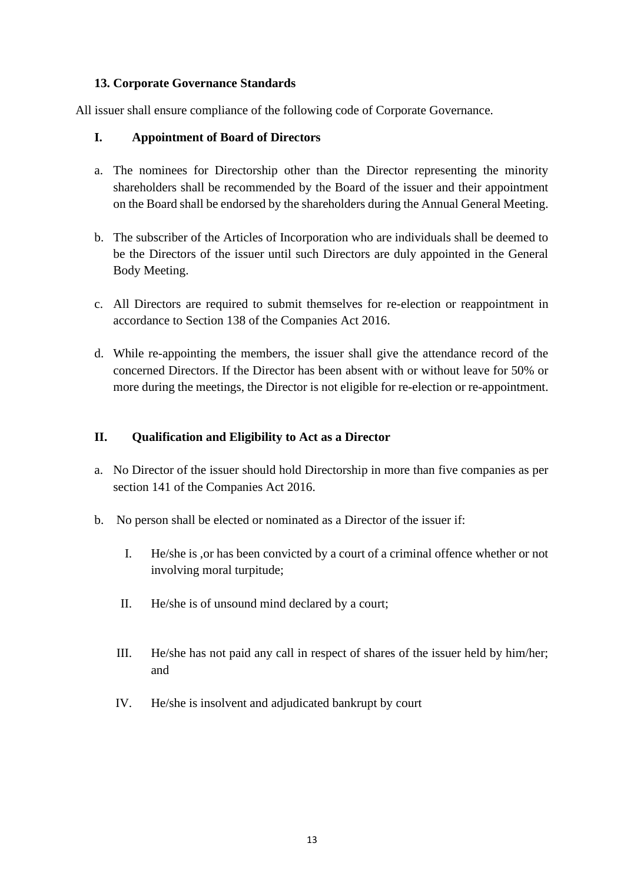### 13. Corporate Governance Standards

All issuer shall ensure compliance of the following code of Corporate Governance.

#### I. Appointment of Board of Directors

a. The nominees for Directorship other than the Director representing the minority shareholders shall be recommended by the Board of the issuer and their appointment on the Board shall be endorsed by the shareholders during the Annual General Meeting.

b. The subscriber of the Articles of Incorporation who are individuals shall be deemed to be the Directors of the issuer until such Directors are duly appointed in the General Body Meeting.

c. All Directors are required to submit themselves for re-election or reappointment in accordance to Section 138 of the Companies Act 2016.

d. While re-appointing the members, the issuer shall give the attendance record of the concerned Directors. If the Director has been absent with or without leave for 50% or more during the meetings, the Director is not eligible for re-election or re-appointment.

#### II. Qualification and Eligibility to Act as a Director

a. No Director of the issuer should hold Directorship in more than five companies as per section 141 of the Companies Act 2016.

b. No person shall be elected or nominated as a Director of the issuer if:

   I. He/she is ,or has been convicted by a court of a criminal offence whether or not involving moral turpitude;

   II. He/she is of unsound mind declared by a court;

   III. He/she has not paid any call in respect of shares of the issuer held by him/her; and

   IV. He/she is insolvent and adjudicated bankrupt by court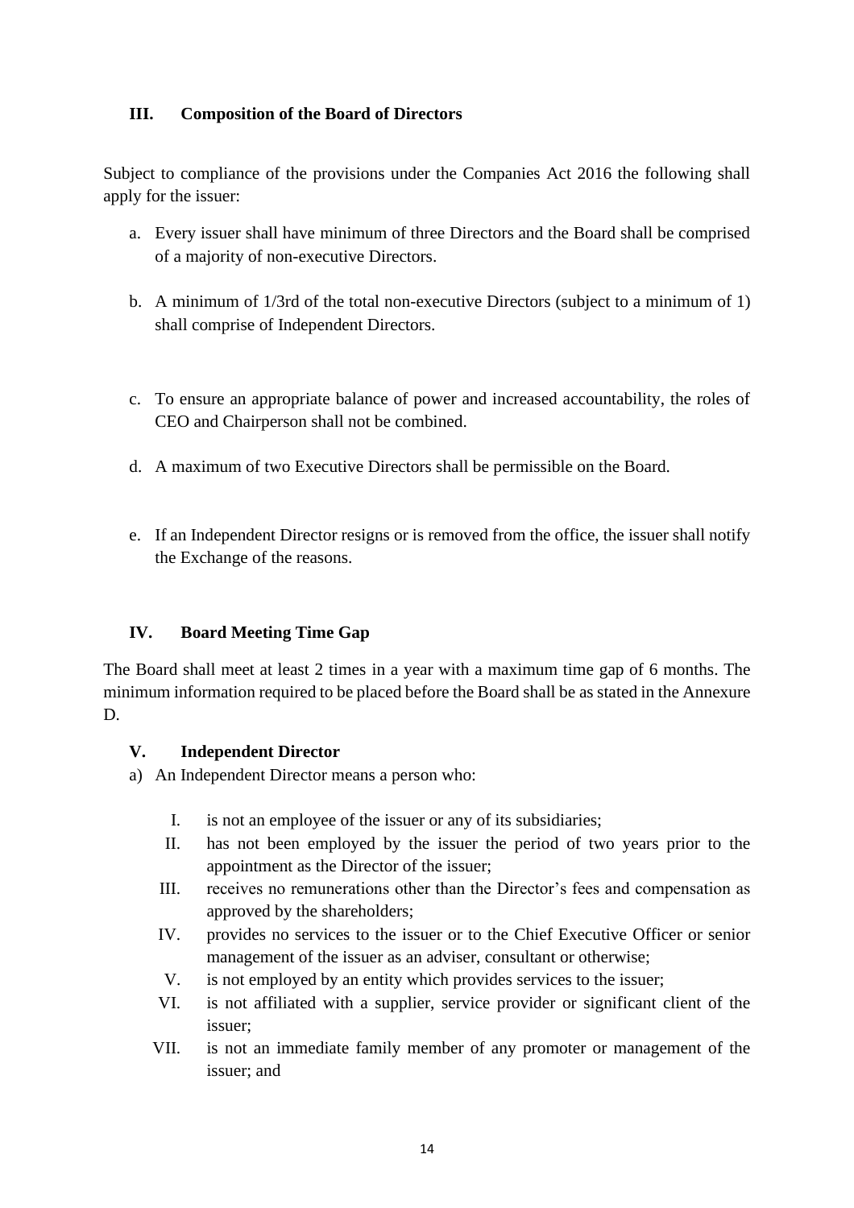### III. Composition of the Board of Directors

Subject to compliance of the provisions under the Companies Act 2016 the following shall apply for the issuer:

a. Every issuer shall have minimum of three Directors and the Board shall be comprised of a majority of non-executive Directors.

b. A minimum of 1/3rd of the total non-executive Directors (subject to a minimum of 1) shall comprise of Independent Directors.

c. To ensure an appropriate balance of power and increased accountability, the roles of CEO and Chairperson shall not be combined.

d. A maximum of two Executive Directors shall be permissible on the Board.

e. If an Independent Director resigns or is removed from the office, the issuer shall notify the Exchange of the reasons.

### IV. Board Meeting Time Gap

The Board shall meet at least 2 times in a year with a maximum time gap of 6 months. The minimum information required to be placed before the Board shall be as stated in the Annexure D.

### V. Independent Director

a) An Independent Director means a person who:

I. is not an employee of the issuer or any of its subsidiaries;
II. has not been employed by the issuer the period of two years prior to the appointment as the Director of the issuer;
III. receives no remunerations other than the Director's fees and compensation as approved by the shareholders;
IV. provides no services to the issuer or to the Chief Executive Officer or senior management of the issuer as an adviser, consultant or otherwise;
V. is not employed by an entity which provides services to the issuer;
VI. is not affiliated with a supplier, service provider or significant client of the issuer;
VII. is not an immediate family member of any promoter or management of the issuer; and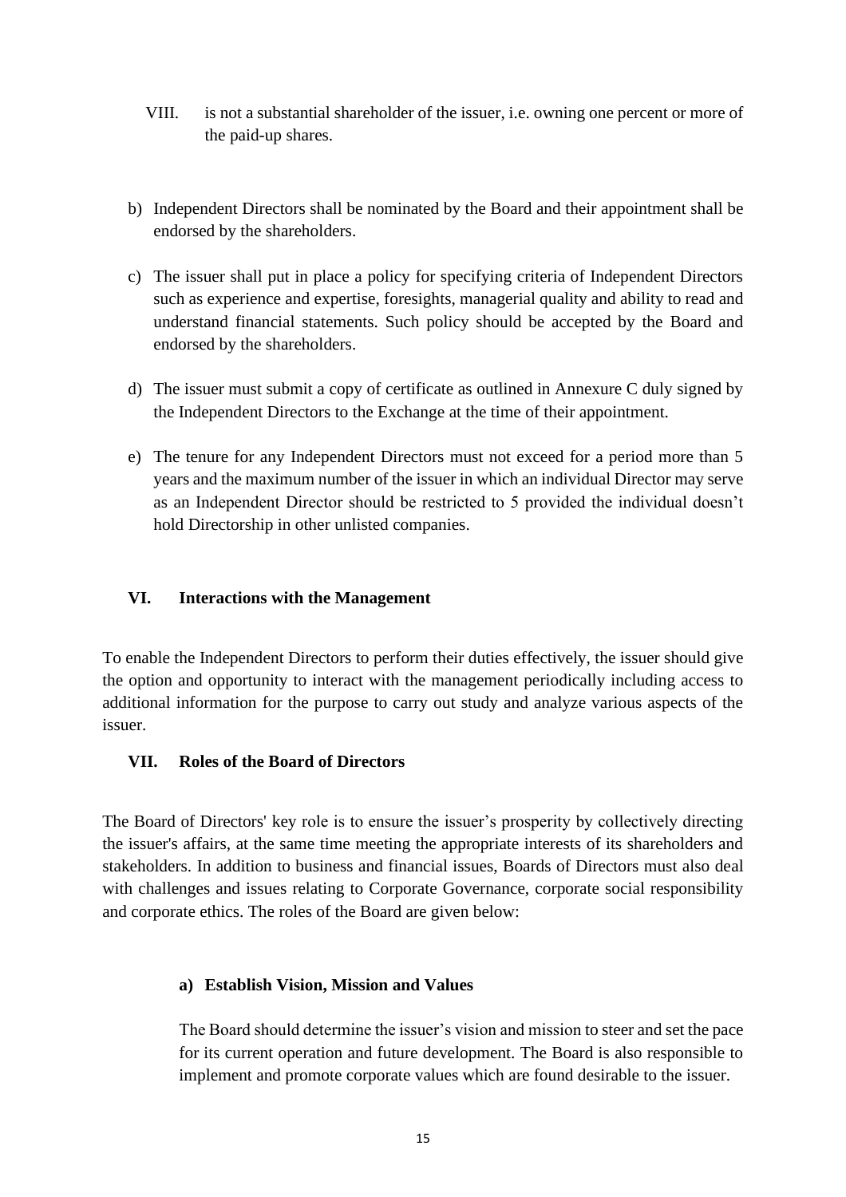VIII. is not a substantial shareholder of the issuer, i.e. owning one percent or more of the paid-up shares.

b) Independent Directors shall be nominated by the Board and their appointment shall be endorsed by the shareholders.

c) The issuer shall put in place a policy for specifying criteria of Independent Directors such as experience and expertise, foresights, managerial quality and ability to read and understand financial statements. Such policy should be accepted by the Board and endorsed by the shareholders.

d) The issuer must submit a copy of certificate as outlined in Annexure C duly signed by the Independent Directors to the Exchange at the time of their appointment.

e) The tenure for any Independent Directors must not exceed for a period more than 5 years and the maximum number of the issuer in which an individual Director may serve as an Independent Director should be restricted to 5 provided the individual doesn't hold Directorship in other unlisted companies.

## VI. Interactions with the Management

To enable the Independent Directors to perform their duties effectively, the issuer should give the option and opportunity to interact with the management periodically including access to additional information for the purpose to carry out study and analyze various aspects of the issuer.

## VII. Roles of the Board of Directors

The Board of Directors' key role is to ensure the issuer's prosperity by collectively directing the issuer's affairs, at the same time meeting the appropriate interests of its shareholders and stakeholders. In addition to business and financial issues, Boards of Directors must also deal with challenges and issues relating to Corporate Governance, corporate social responsibility and corporate ethics. The roles of the Board are given below:

### a) Establish Vision, Mission and Values

The Board should determine the issuer's vision and mission to steer and set the pace for its current operation and future development. The Board is also responsible to implement and promote corporate values which are found desirable to the issuer.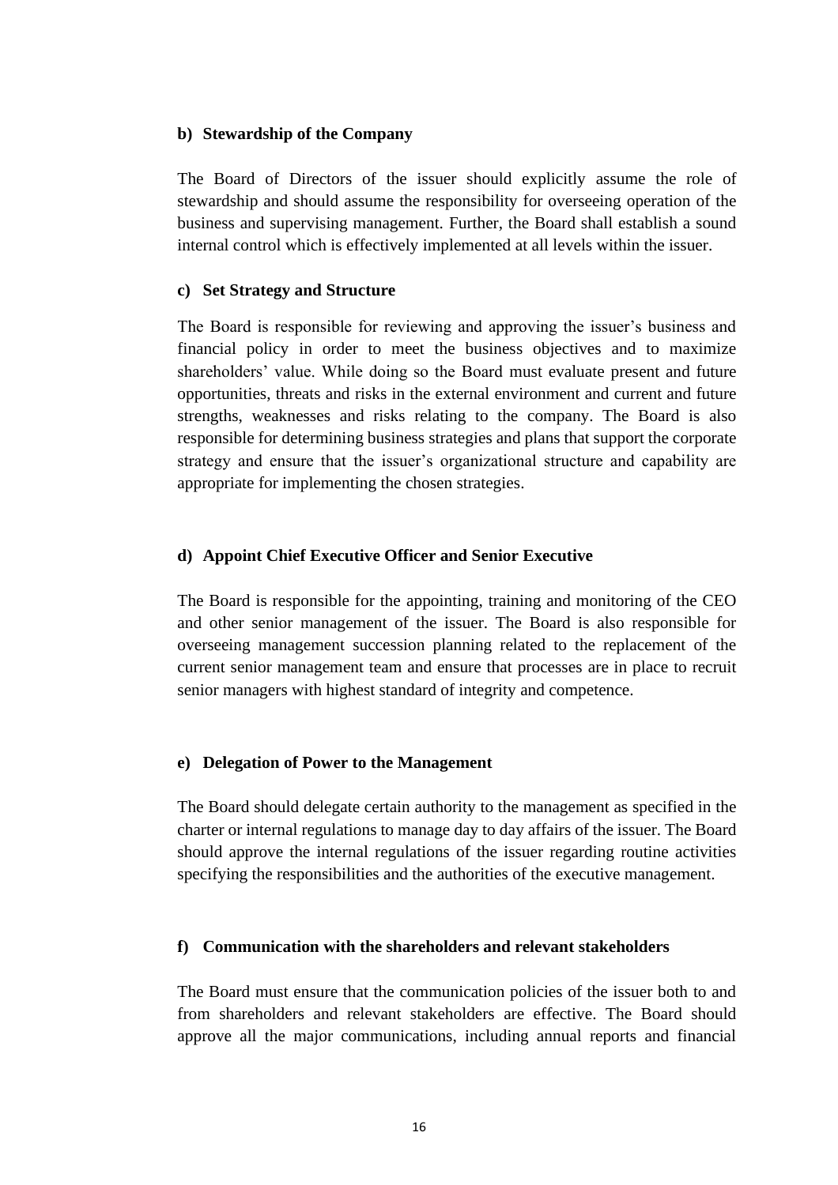**b) Stewardship of the Company**

The Board of Directors of the issuer should explicitly assume the role of stewardship and should assume the responsibility for overseeing operation of the business and supervising management. Further, the Board shall establish a sound internal control which is effectively implemented at all levels within the issuer.

**c) Set Strategy and Structure**

The Board is responsible for reviewing and approving the issuer's business and financial policy in order to meet the business objectives and to maximize shareholders' value. While doing so the Board must evaluate present and future opportunities, threats and risks in the external environment and current and future strengths, weaknesses and risks relating to the company. The Board is also responsible for determining business strategies and plans that support the corporate strategy and ensure that the issuer's organizational structure and capability are appropriate for implementing the chosen strategies.

**d) Appoint Chief Executive Officer and Senior Executive**

The Board is responsible for the appointing, training and monitoring of the CEO and other senior management of the issuer. The Board is also responsible for overseeing management succession planning related to the replacement of the current senior management team and ensure that processes are in place to recruit senior managers with highest standard of integrity and competence.

**e) Delegation of Power to the Management**

The Board should delegate certain authority to the management as specified in the charter or internal regulations to manage day to day affairs of the issuer. The Board should approve the internal regulations of the issuer regarding routine activities specifying the responsibilities and the authorities of the executive management.

**f) Communication with the shareholders and relevant stakeholders**

The Board must ensure that the communication policies of the issuer both to and from shareholders and relevant stakeholders are effective. The Board should approve all the major communications, including annual reports and financial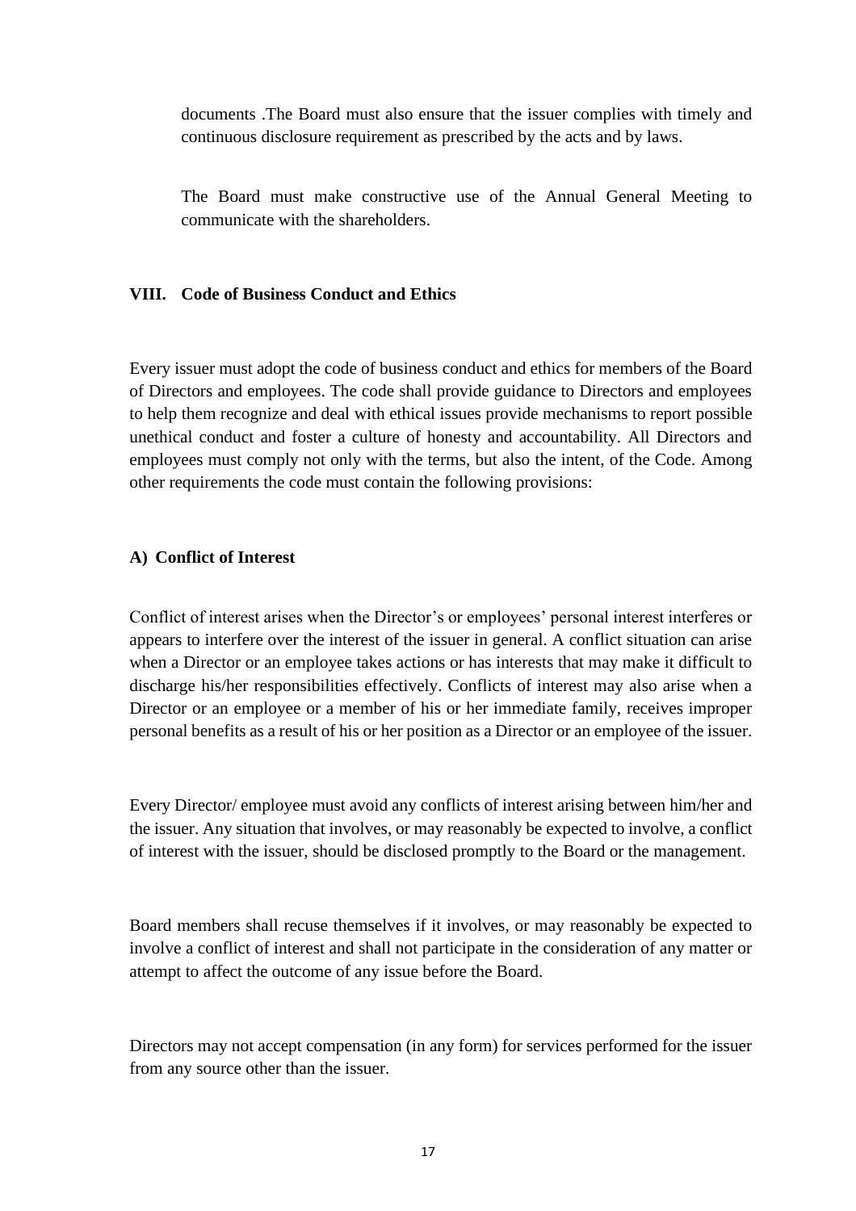documents .The Board must also ensure that the issuer complies with timely and continuous disclosure requirement as prescribed by the acts and by laws.

The Board must make constructive use of the Annual General Meeting to communicate with the shareholders.

## VIII. Code of Business Conduct and Ethics

Every issuer must adopt the code of business conduct and ethics for members of the Board of Directors and employees. The code shall provide guidance to Directors and employees to help them recognize and deal with ethical issues provide mechanisms to report possible unethical conduct and foster a culture of honesty and accountability. All Directors and employees must comply not only with the terms, but also the intent, of the Code. Among other requirements the code must contain the following provisions:

### A) Conflict of Interest

Conflict of interest arises when the Director's or employees' personal interest interferes or appears to interfere over the interest of the issuer in general. A conflict situation can arise when a Director or an employee takes actions or has interests that may make it difficult to discharge his/her responsibilities effectively. Conflicts of interest may also arise when a Director or an employee or a member of his or her immediate family, receives improper personal benefits as a result of his or her position as a Director or an employee of the issuer.

Every Director/ employee must avoid any conflicts of interest arising between him/her and the issuer. Any situation that involves, or may reasonably be expected to involve, a conflict of interest with the issuer, should be disclosed promptly to the Board or the management.

Board members shall recuse themselves if it involves, or may reasonably be expected to involve a conflict of interest and shall not participate in the consideration of any matter or attempt to affect the outcome of any issue before the Board.

Directors may not accept compensation (in any form) for services performed for the issuer from any source other than the issuer.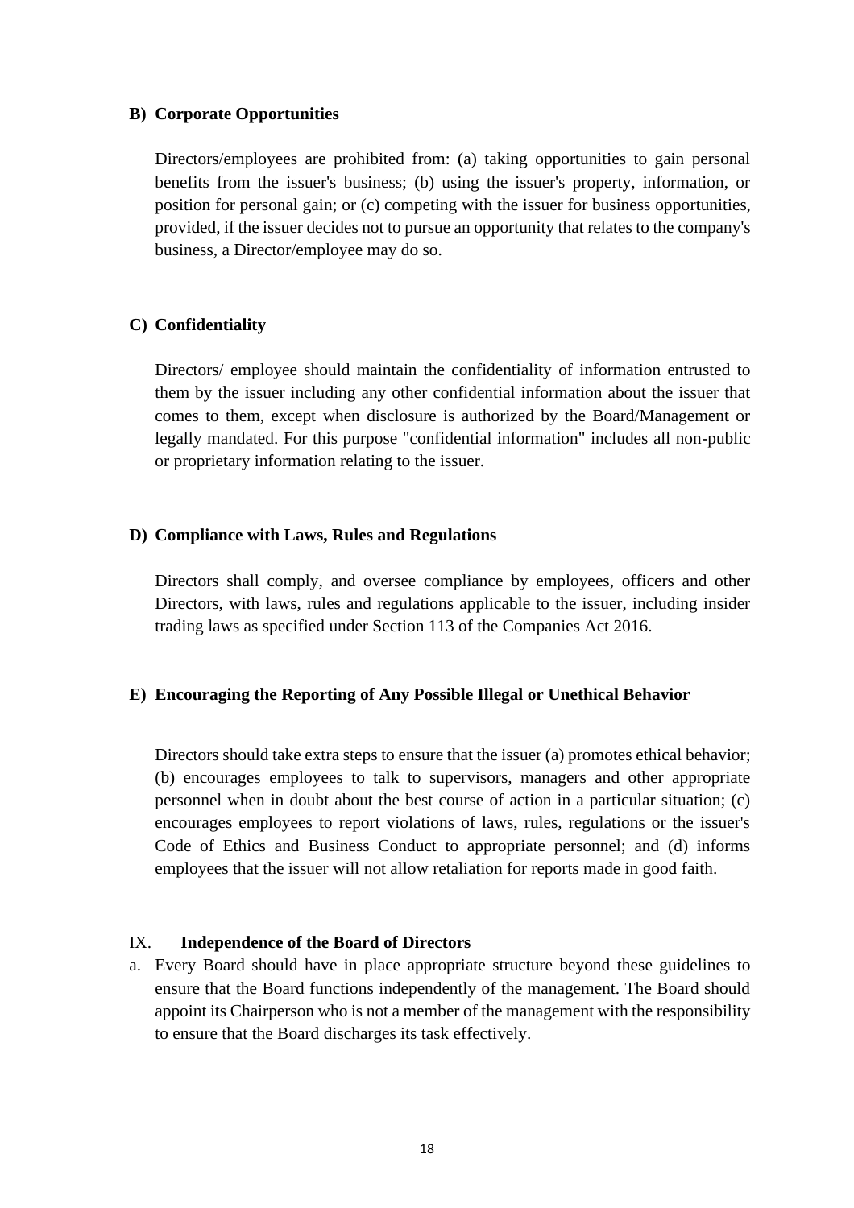**B) Corporate Opportunities**

Directors/employees are prohibited from: (a) taking opportunities to gain personal benefits from the issuer's business; (b) using the issuer's property, information, or position for personal gain; or (c) competing with the issuer for business opportunities, provided, if the issuer decides not to pursue an opportunity that relates to the company's business, a Director/employee may do so.

**C) Confidentiality**

Directors/ employee should maintain the confidentiality of information entrusted to them by the issuer including any other confidential information about the issuer that comes to them, except when disclosure is authorized by the Board/Management or legally mandated. For this purpose "confidential information" includes all non-public or proprietary information relating to the issuer.

**D) Compliance with Laws, Rules and Regulations**

Directors shall comply, and oversee compliance by employees, officers and other Directors, with laws, rules and regulations applicable to the issuer, including insider trading laws as specified under Section 113 of the Companies Act 2016.

**E) Encouraging the Reporting of Any Possible Illegal or Unethical Behavior**

Directors should take extra steps to ensure that the issuer (a) promotes ethical behavior; (b) encourages employees to talk to supervisors, managers and other appropriate personnel when in doubt about the best course of action in a particular situation; (c) encourages employees to report violations of laws, rules, regulations or the issuer's Code of Ethics and Business Conduct to appropriate personnel; and (d) informs employees that the issuer will not allow retaliation for reports made in good faith.

## IX. Independence of the Board of Directors

a. Every Board should have in place appropriate structure beyond these guidelines to ensure that the Board functions independently of the management. The Board should appoint its Chairperson who is not a member of the management with the responsibility to ensure that the Board discharges its task effectively.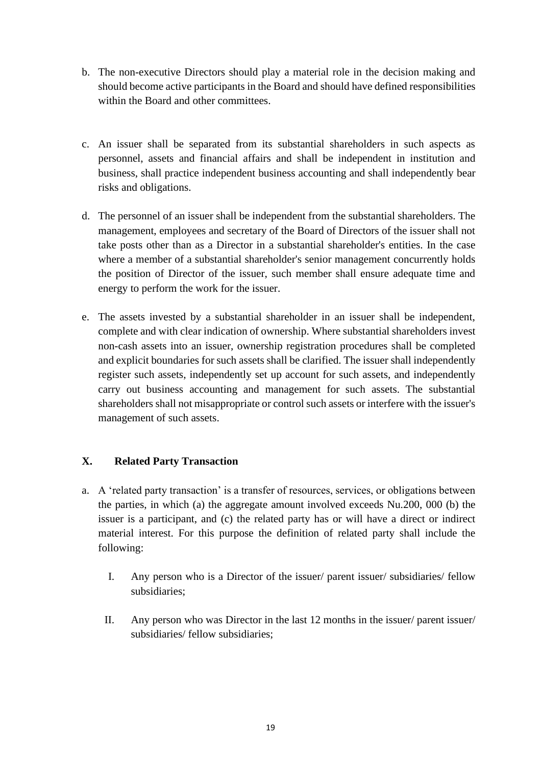b. The non-executive Directors should play a material role in the decision making and should become active participants in the Board and should have defined responsibilities within the Board and other committees.

c. An issuer shall be separated from its substantial shareholders in such aspects as personnel, assets and financial affairs and shall be independent in institution and business, shall practice independent business accounting and shall independently bear risks and obligations.

d. The personnel of an issuer shall be independent from the substantial shareholders. The management, employees and secretary of the Board of Directors of the issuer shall not take posts other than as a Director in a substantial shareholder's entities. In the case where a member of a substantial shareholder's senior management concurrently holds the position of Director of the issuer, such member shall ensure adequate time and energy to perform the work for the issuer.

e. The assets invested by a substantial shareholder in an issuer shall be independent, complete and with clear indication of ownership. Where substantial shareholders invest non-cash assets into an issuer, ownership registration procedures shall be completed and explicit boundaries for such assets shall be clarified. The issuer shall independently register such assets, independently set up account for such assets, and independently carry out business accounting and management for such assets. The substantial shareholders shall not misappropriate or control such assets or interfere with the issuer's management of such assets.

## X. Related Party Transaction

a. A 'related party transaction' is a transfer of resources, services, or obligations between the parties, in which (a) the aggregate amount involved exceeds Nu.200, 000 (b) the issuer is a participant, and (c) the related party has or will have a direct or indirect material interest. For this purpose the definition of related party shall include the following:

   I. Any person who is a Director of the issuer/ parent issuer/ subsidiaries/ fellow subsidiaries;

   II. Any person who was Director in the last 12 months in the issuer/ parent issuer/ subsidiaries/ fellow subsidiaries;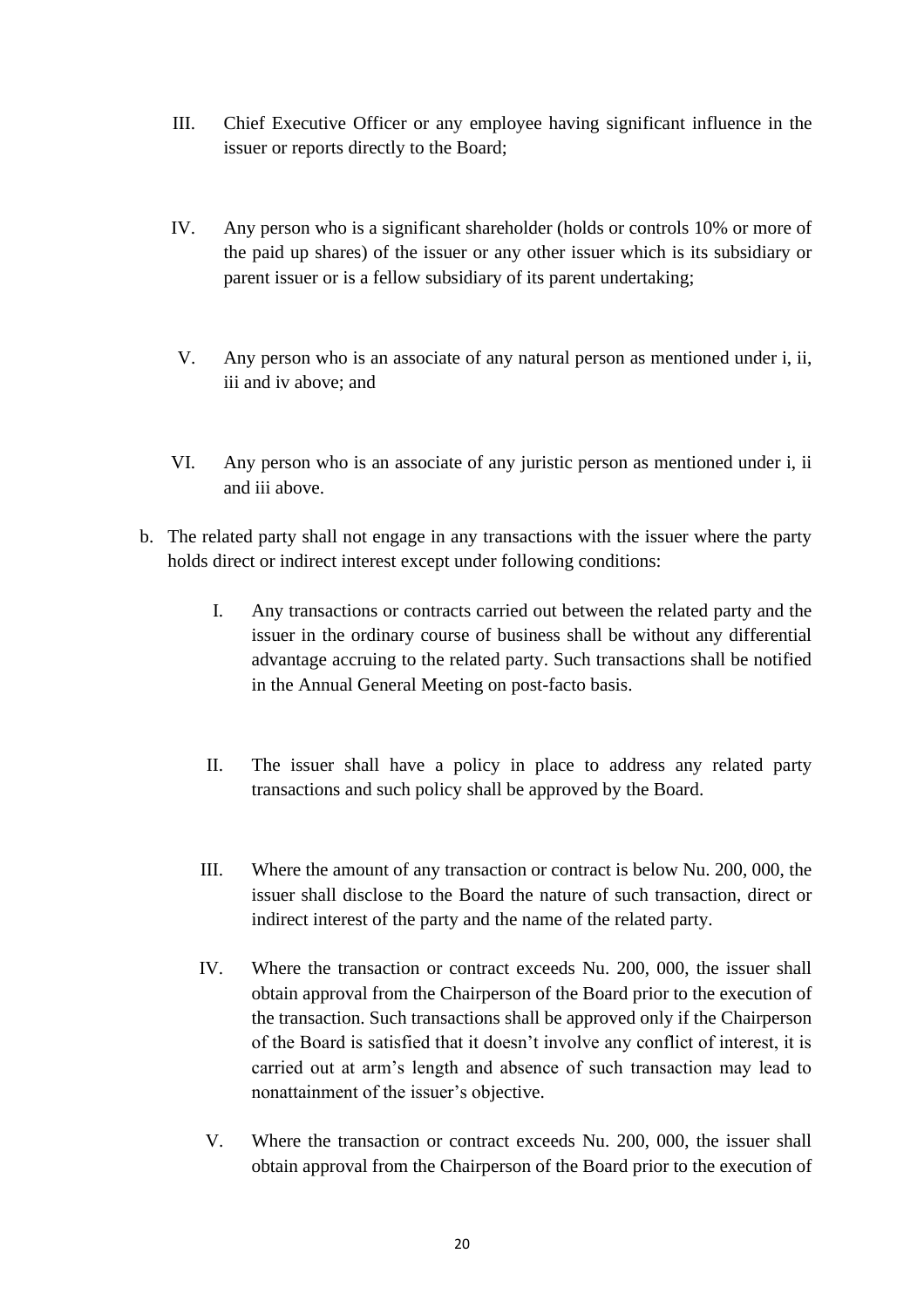III. Chief Executive Officer or any employee having significant influence in the issuer or reports directly to the Board;

IV. Any person who is a significant shareholder (holds or controls 10% or more of the paid up shares) of the issuer or any other issuer which is its subsidiary or parent issuer or is a fellow subsidiary of its parent undertaking;

V. Any person who is an associate of any natural person as mentioned under i, ii, iii and iv above; and

VI. Any person who is an associate of any juristic person as mentioned under i, ii and iii above.

b. The related party shall not engage in any transactions with the issuer where the party holds direct or indirect interest except under following conditions:

   I. Any transactions or contracts carried out between the related party and the issuer in the ordinary course of business shall be without any differential advantage accruing to the related party. Such transactions shall be notified in the Annual General Meeting on post-facto basis.

   II. The issuer shall have a policy in place to address any related party transactions and such policy shall be approved by the Board.

   III. Where the amount of any transaction or contract is below Nu. 200, 000, the issuer shall disclose to the Board the nature of such transaction, direct or indirect interest of the party and the name of the related party.

   IV. Where the transaction or contract exceeds Nu. 200, 000, the issuer shall obtain approval from the Chairperson of the Board prior to the execution of the transaction. Such transactions shall be approved only if the Chairperson of the Board is satisfied that it doesn't involve any conflict of interest, it is carried out at arm's length and absence of such transaction may lead to nonattainment of the issuer's objective.

   V. Where the transaction or contract exceeds Nu. 200, 000, the issuer shall obtain approval from the Chairperson of the Board prior to the execution of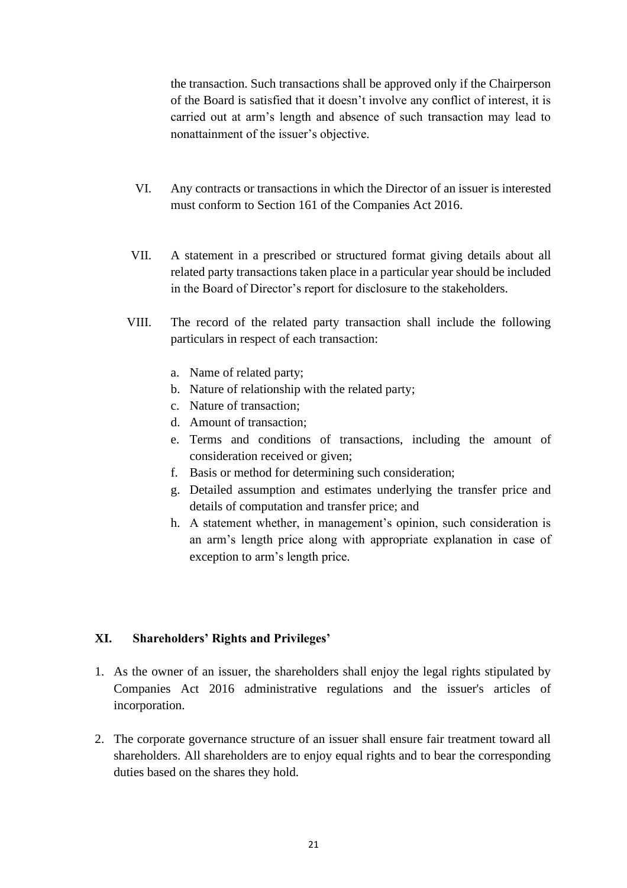the transaction. Such transactions shall be approved only if the Chairperson of the Board is satisfied that it doesn't involve any conflict of interest, it is carried out at arm's length and absence of such transaction may lead to nonattainment of the issuer's objective.

VI. Any contracts or transactions in which the Director of an issuer is interested must conform to Section 161 of the Companies Act 2016.

VII. A statement in a prescribed or structured format giving details about all related party transactions taken place in a particular year should be included in the Board of Director's report for disclosure to the stakeholders.

VIII. The record of the related party transaction shall include the following particulars in respect of each transaction:

a. Name of related party;
b. Nature of relationship with the related party;
c. Nature of transaction;
d. Amount of transaction;
e. Terms and conditions of transactions, including the amount of consideration received or given;
f. Basis or method for determining such consideration;
g. Detailed assumption and estimates underlying the transfer price and details of computation and transfer price; and
h. A statement whether, in management's opinion, such consideration is an arm's length price along with appropriate explanation in case of exception to arm's length price.

## XI. Shareholders' Rights and Privileges'

1. As the owner of an issuer, the shareholders shall enjoy the legal rights stipulated by Companies Act 2016 administrative regulations and the issuer's articles of incorporation.

2. The corporate governance structure of an issuer shall ensure fair treatment toward all shareholders. All shareholders are to enjoy equal rights and to bear the corresponding duties based on the shares they hold.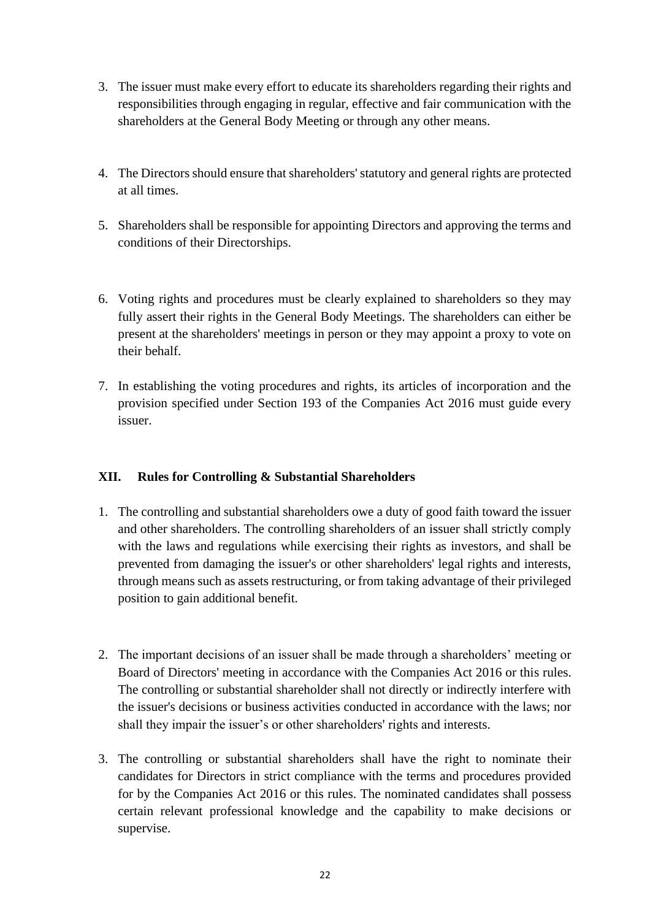3. The issuer must make every effort to educate its shareholders regarding their rights and responsibilities through engaging in regular, effective and fair communication with the shareholders at the General Body Meeting or through any other means.

4. The Directors should ensure that shareholders' statutory and general rights are protected at all times.

5. Shareholders shall be responsible for appointing Directors and approving the terms and conditions of their Directorships.

6. Voting rights and procedures must be clearly explained to shareholders so they may fully assert their rights in the General Body Meetings. The shareholders can either be present at the shareholders' meetings in person or they may appoint a proxy to vote on their behalf.

7. In establishing the voting procedures and rights, its articles of incorporation and the provision specified under Section 193 of the Companies Act 2016 must guide every issuer.

## XII. Rules for Controlling & Substantial Shareholders

1. The controlling and substantial shareholders owe a duty of good faith toward the issuer and other shareholders. The controlling shareholders of an issuer shall strictly comply with the laws and regulations while exercising their rights as investors, and shall be prevented from damaging the issuer's or other shareholders' legal rights and interests, through means such as assets restructuring, or from taking advantage of their privileged position to gain additional benefit.

2. The important decisions of an issuer shall be made through a shareholders' meeting or Board of Directors' meeting in accordance with the Companies Act 2016 or this rules. The controlling or substantial shareholder shall not directly or indirectly interfere with the issuer's decisions or business activities conducted in accordance with the laws; nor shall they impair the issuer's or other shareholders' rights and interests.

3. The controlling or substantial shareholders shall have the right to nominate their candidates for Directors in strict compliance with the terms and procedures provided for by the Companies Act 2016 or this rules. The nominated candidates shall possess certain relevant professional knowledge and the capability to make decisions or supervise.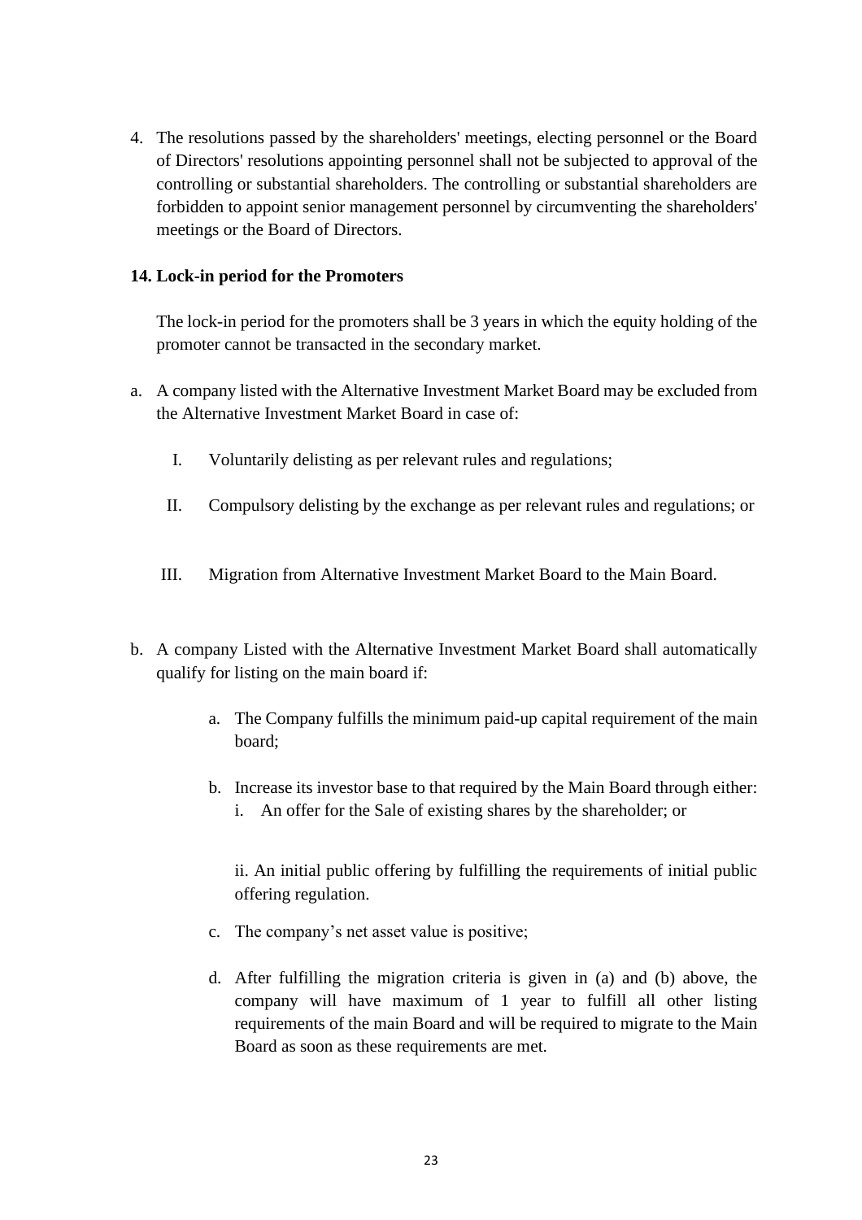4. The resolutions passed by the shareholders' meetings, electing personnel or the Board of Directors' resolutions appointing personnel shall not be subjected to approval of the controlling or substantial shareholders. The controlling or substantial shareholders are forbidden to appoint senior management personnel by circumventing the shareholders' meetings or the Board of Directors.

**14. Lock-in period for the Promoters**

The lock-in period for the promoters shall be 3 years in which the equity holding of the promoter cannot be transacted in the secondary market.

a. A company listed with the Alternative Investment Market Board may be excluded from the Alternative Investment Market Board in case of:

   I. Voluntarily delisting as per relevant rules and regulations;

   II. Compulsory delisting by the exchange as per relevant rules and regulations; or

   III. Migration from Alternative Investment Market Board to the Main Board.

b. A company Listed with the Alternative Investment Market Board shall automatically qualify for listing on the main board if:

   a. The Company fulfills the minimum paid-up capital requirement of the main board;

   b. Increase its investor base to that required by the Main Board through either:
      i. An offer for the Sale of existing shares by the shareholder; or

      ii. An initial public offering by fulfilling the requirements of initial public offering regulation.

   c. The company's net asset value is positive;

   d. After fulfilling the migration criteria is given in (a) and (b) above, the company will have maximum of 1 year to fulfill all other listing requirements of the main Board and will be required to migrate to the Main Board as soon as these requirements are met.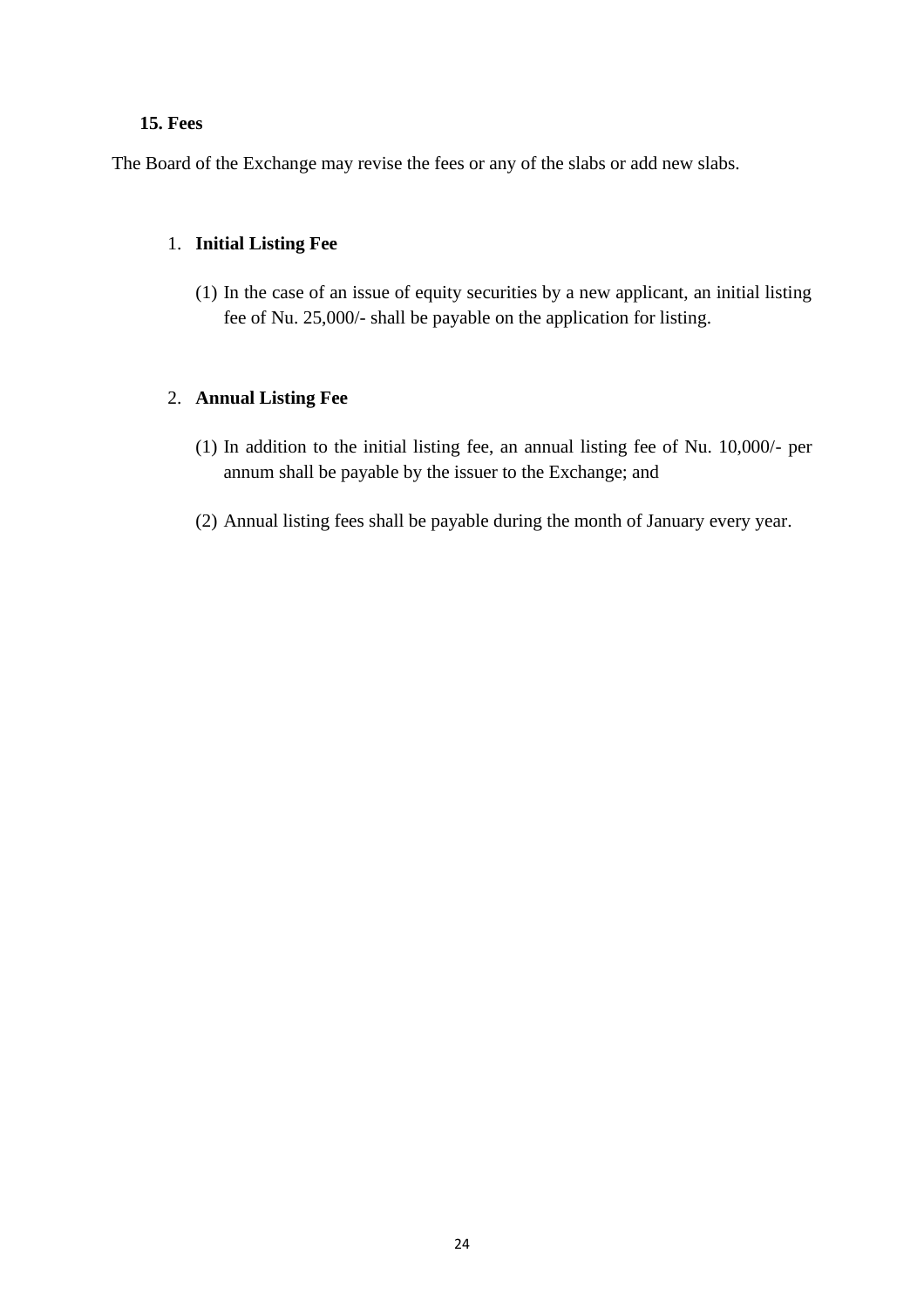## 15. Fees

The Board of the Exchange may revise the fees or any of the slabs or add new slabs.

1. **Initial Listing Fee**

   (1) In the case of an issue of equity securities by a new applicant, an initial listing fee of Nu. 25,000/- shall be payable on the application for listing.

2. **Annual Listing Fee**

   (1) In addition to the initial listing fee, an annual listing fee of Nu. 10,000/- per annum shall be payable by the issuer to the Exchange; and

   (2) Annual listing fees shall be payable during the month of January every year.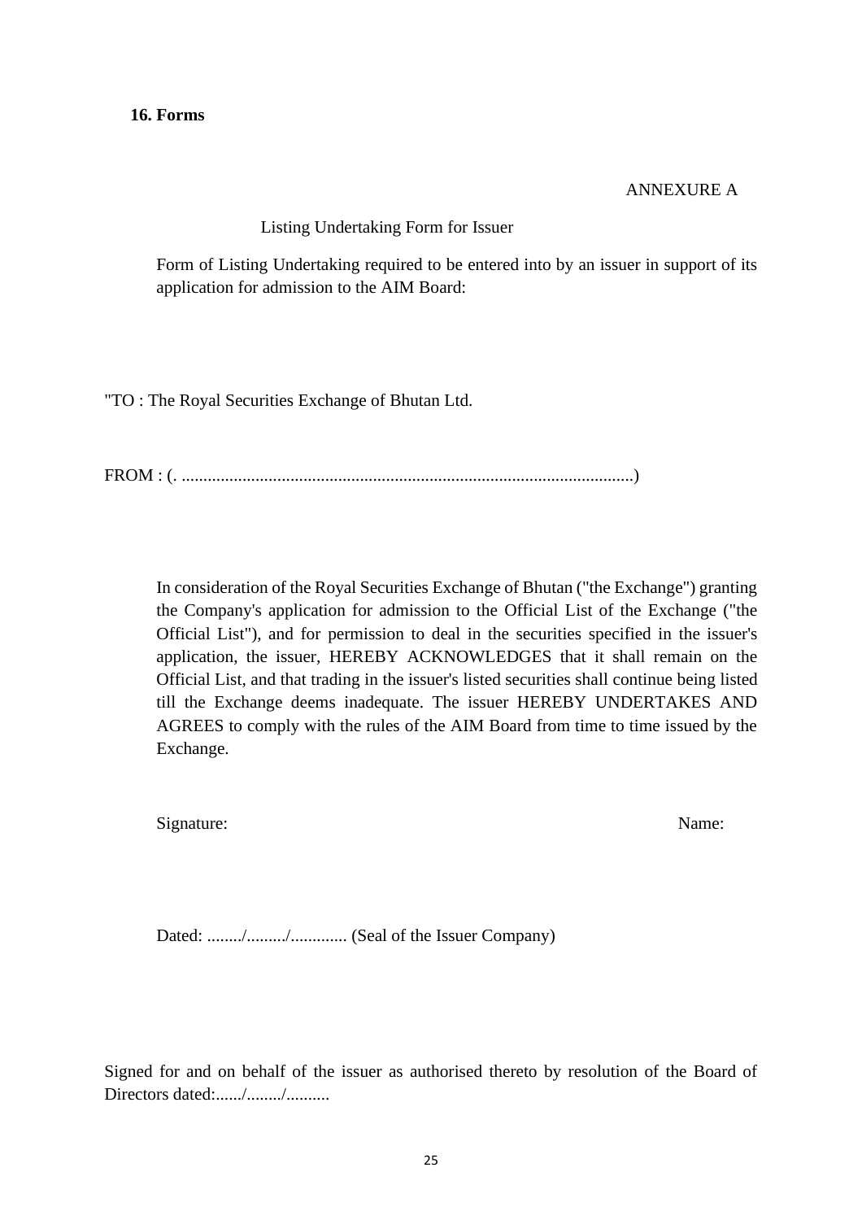## 16. Forms

ANNEXURE A

Listing Undertaking Form for Issuer

Form of Listing Undertaking required to be entered into by an issuer in support of its application for admission to the AIM Board:

"TO : The Royal Securities Exchange of Bhutan Ltd.

FROM : (. .......................................................................................................)

In consideration of the Royal Securities Exchange of Bhutan ("the Exchange") granting the Company's application for admission to the Official List of the Exchange ("the Official List"), and for permission to deal in the securities specified in the issuer's application, the issuer, HEREBY ACKNOWLEDGES that it shall remain on the Official List, and that trading in the issuer's listed securities shall continue being listed till the Exchange deems inadequate. The issuer HEREBY UNDERTAKES AND AGREES to comply with the rules of the AIM Board from time to time issued by the Exchange.

Signature: Name:

Dated: ......../........./............. (Seal of the Issuer Company)

Signed for and on behalf of the issuer as authorised thereto by resolution of the Board of Directors dated:....../......../..........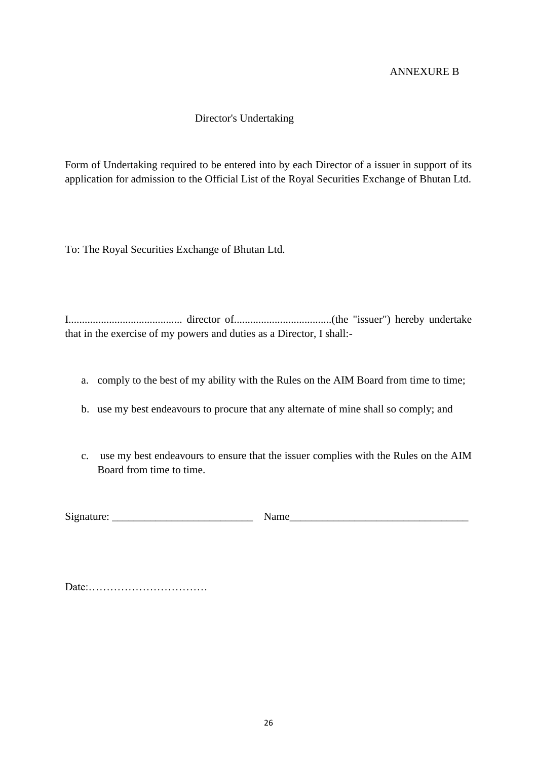ANNEXURE B

## Director's Undertaking

Form of Undertaking required to be entered into by each Director of a issuer in support of its application for admission to the Official List of the Royal Securities Exchange of Bhutan Ltd.

To: The Royal Securities Exchange of Bhutan Ltd.

I.......................................... director of....................................(the "issuer") hereby undertake that in the exercise of my powers and duties as a Director, I shall:-

a. comply to the best of my ability with the Rules on the AIM Board from time to time;

b. use my best endeavours to procure that any alternate of mine shall so comply; and

c. use my best endeavours to ensure that the issuer complies with the Rules on the AIM Board from time to time.

Signature: __________________________ Name_________________________________

Date:……………………………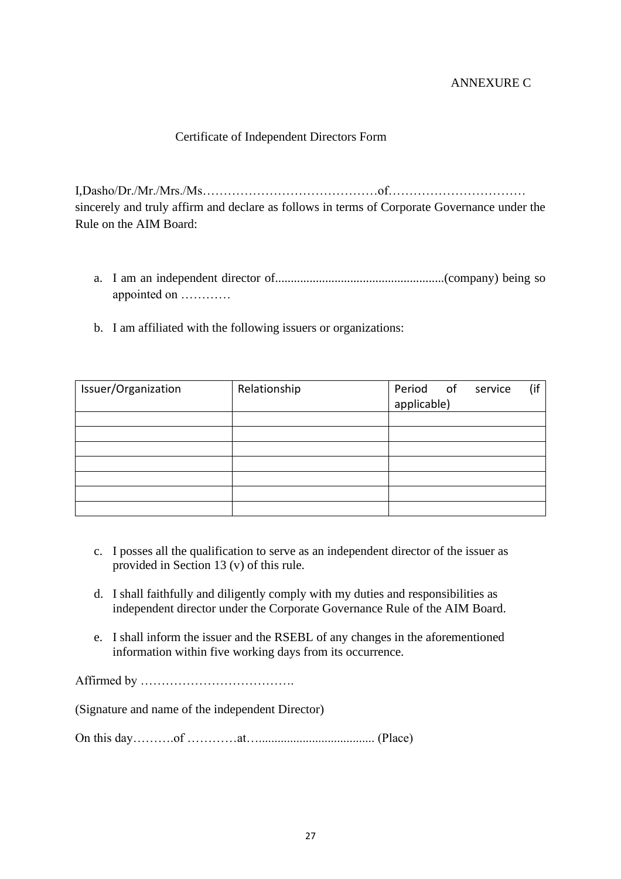ANNEXURE C

Certificate of Independent Directors Form

I,Dasho/Dr./Mr./Mrs./Ms……………………………………of…………………………… sincerely and truly affirm and declare as follows in terms of Corporate Governance under the Rule on the AIM Board:

a. I am an independent director of.....................................................(company) being so appointed on …………

b. I am affiliated with the following issuers or organizations:

| Issuer/Organization | Relationship | Period of service (if applicable) |
|---|---|---|
| | | |
| | | |
| | | |
| | | |
| | | |
| | | |
| | | |

c. I posses all the qualification to serve as an independent director of the issuer as provided in Section 13 (v) of this rule.

d. I shall faithfully and diligently comply with my duties and responsibilities as independent director under the Corporate Governance Rule of the AIM Board.

e. I shall inform the issuer and the RSEBL of any changes in the aforementioned information within five working days from its occurrence.

Affirmed by ……………………………….

(Signature and name of the independent Director)

On this day……….of …………at…..................................... (Place)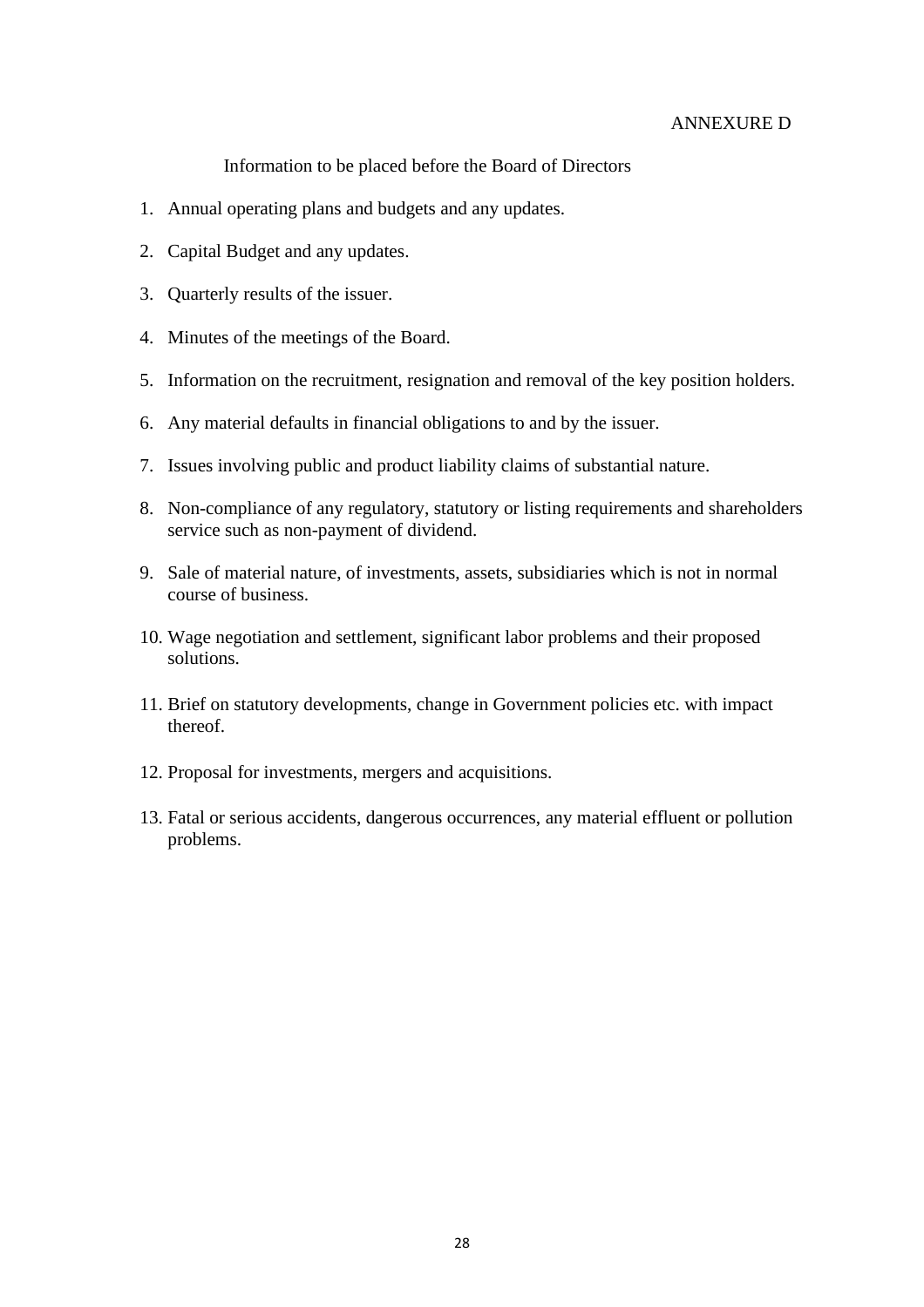ANNEXURE D

## Information to be placed before the Board of Directors

1. Annual operating plans and budgets and any updates.
2. Capital Budget and any updates.
3. Quarterly results of the issuer.
4. Minutes of the meetings of the Board.
5. Information on the recruitment, resignation and removal of the key position holders.
6. Any material defaults in financial obligations to and by the issuer.
7. Issues involving public and product liability claims of substantial nature.
8. Non-compliance of any regulatory, statutory or listing requirements and shareholders service such as non-payment of dividend.
9. Sale of material nature, of investments, assets, subsidiaries which is not in normal course of business.
10. Wage negotiation and settlement, significant labor problems and their proposed solutions.
11. Brief on statutory developments, change in Government policies etc. with impact thereof.
12. Proposal for investments, mergers and acquisitions.
13. Fatal or serious accidents, dangerous occurrences, any material effluent or pollution problems.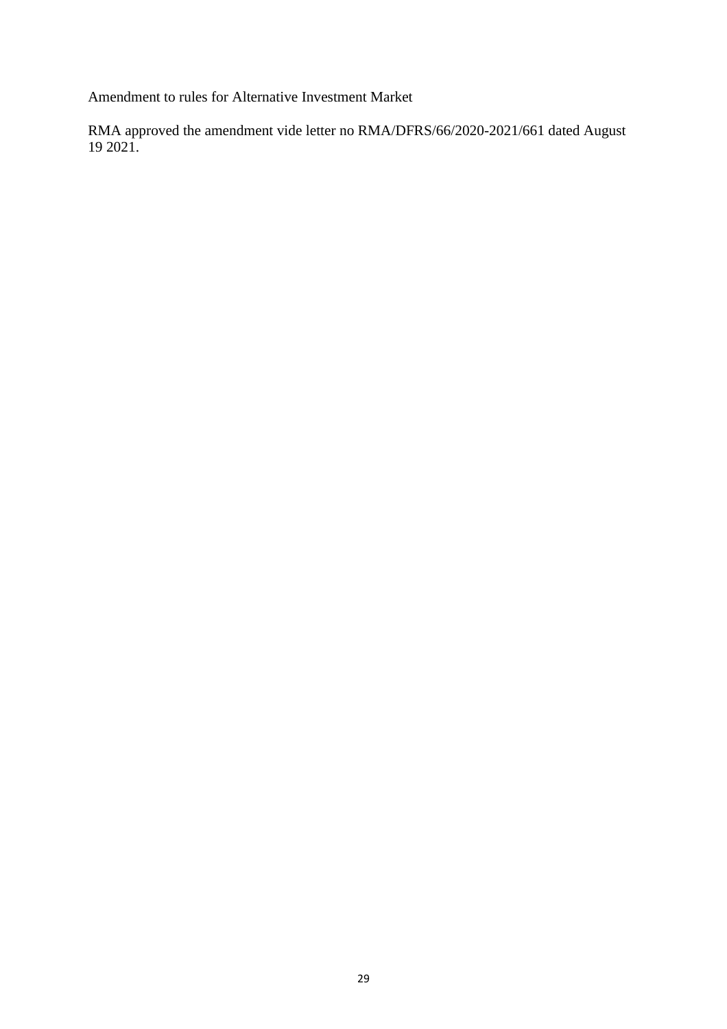Amendment to rules for Alternative Investment Market

RMA approved the amendment vide letter no RMA/DFRS/66/2020-2021/661 dated August 19 2021.